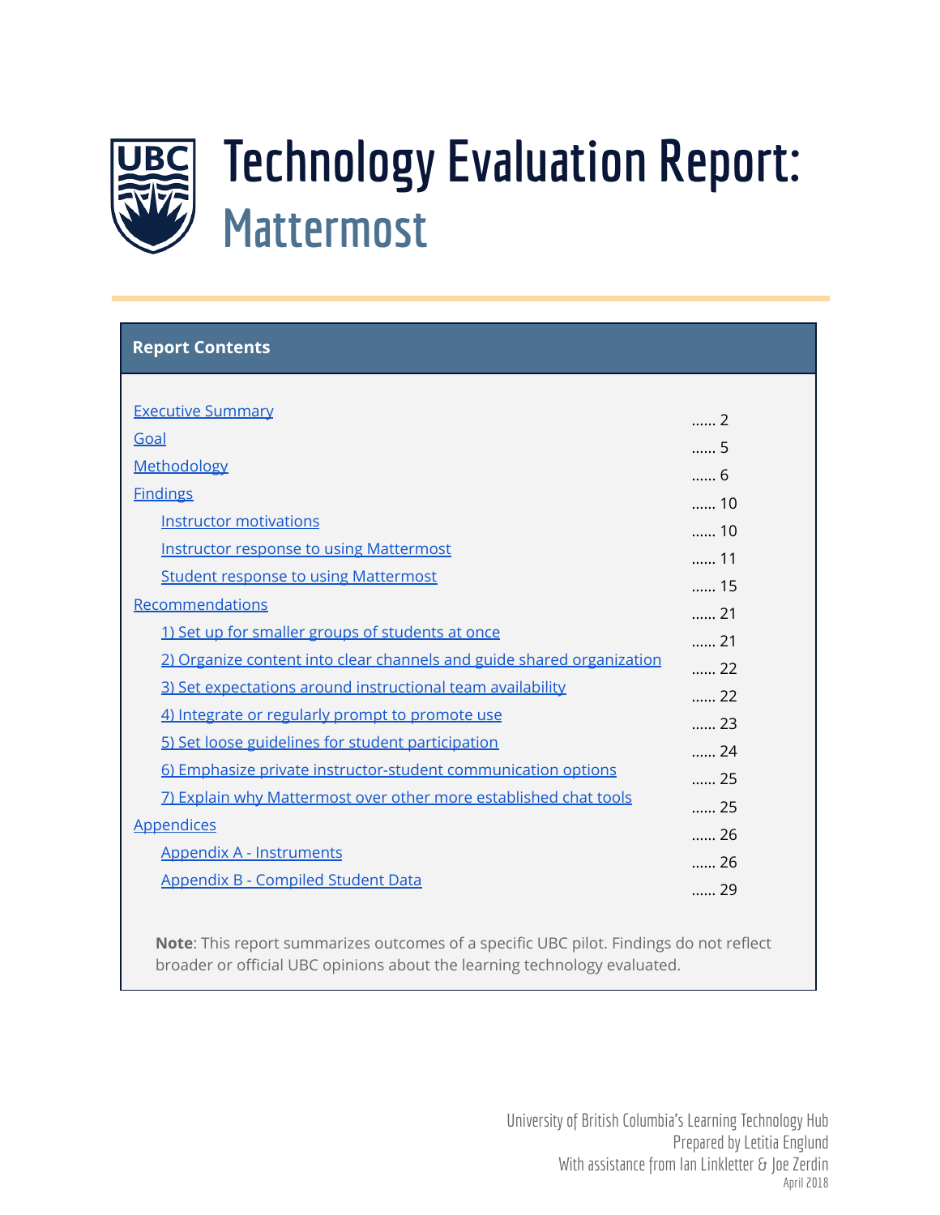# Technology Evaluation Report: Mattermost

## Report Contents

- Executive Summary ...... 2
- Goal ...... 5
- Methodology ...... 6
- Findings ...... 10
  - Instructor motivations ...... 10
  - Instructor response to using Mattermost ...... 11
  - Student response to using Mattermost ...... 15
- Recommendations ...... 21
  - 1) Set up for smaller groups of students at once ...... 21
  - 2) Organize content into clear channels and guide shared organization ...... 22
  - 3) Set expectations around instructional team availability ...... 22
  - 4) Integrate or regularly prompt to promote use ...... 23
  - 5) Set loose guidelines for student participation ...... 24
  - 6) Emphasize private instructor-student communication options ...... 25
  - 7) Explain why Mattermost over other more established chat tools ...... 25
- Appendices ...... 26
  - Appendix A - Instruments ...... 26
  - Appendix B - Compiled Student Data ...... 29

**Note**: This report summarizes outcomes of a specific UBC pilot. Findings do not reflect broader or official UBC opinions about the learning technology evaluated.

University of British Columbia's Learning Technology Hub
Prepared by Letitia Englund
With assistance from Ian Linkletter & Joe Zerdin
April 2018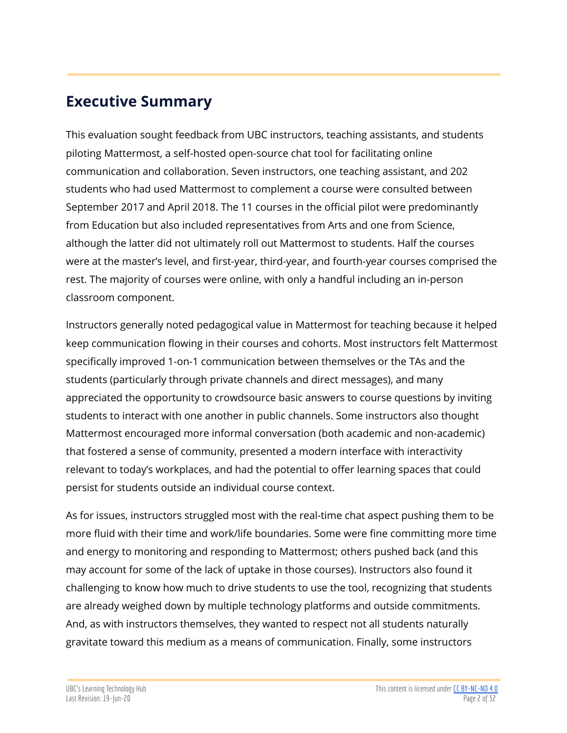## Executive Summary

This evaluation sought feedback from UBC instructors, teaching assistants, and students piloting Mattermost, a self-hosted open-source chat tool for facilitating online communication and collaboration. Seven instructors, one teaching assistant, and 202 students who had used Mattermost to complement a course were consulted between September 2017 and April 2018. The 11 courses in the official pilot were predominantly from Education but also included representatives from Arts and one from Science, although the latter did not ultimately roll out Mattermost to students. Half the courses were at the master's level, and first-year, third-year, and fourth-year courses comprised the rest. The majority of courses were online, with only a handful including an in-person classroom component.

Instructors generally noted pedagogical value in Mattermost for teaching because it helped keep communication flowing in their courses and cohorts. Most instructors felt Mattermost specifically improved 1-on-1 communication between themselves or the TAs and the students (particularly through private channels and direct messages), and many appreciated the opportunity to crowdsource basic answers to course questions by inviting students to interact with one another in public channels. Some instructors also thought Mattermost encouraged more informal conversation (both academic and non-academic) that fostered a sense of community, presented a modern interface with interactivity relevant to today's workplaces, and had the potential to offer learning spaces that could persist for students outside an individual course context.

As for issues, instructors struggled most with the real-time chat aspect pushing them to be more fluid with their time and work/life boundaries. Some were fine committing more time and energy to monitoring and responding to Mattermost; others pushed back (and this may account for some of the lack of uptake in those courses). Instructors also found it challenging to know how much to drive students to use the tool, recognizing that students are already weighed down by multiple technology platforms and outside commitments. And, as with instructors themselves, they wanted to respect not all students naturally gravitate toward this medium as a means of communication. Finally, some instructors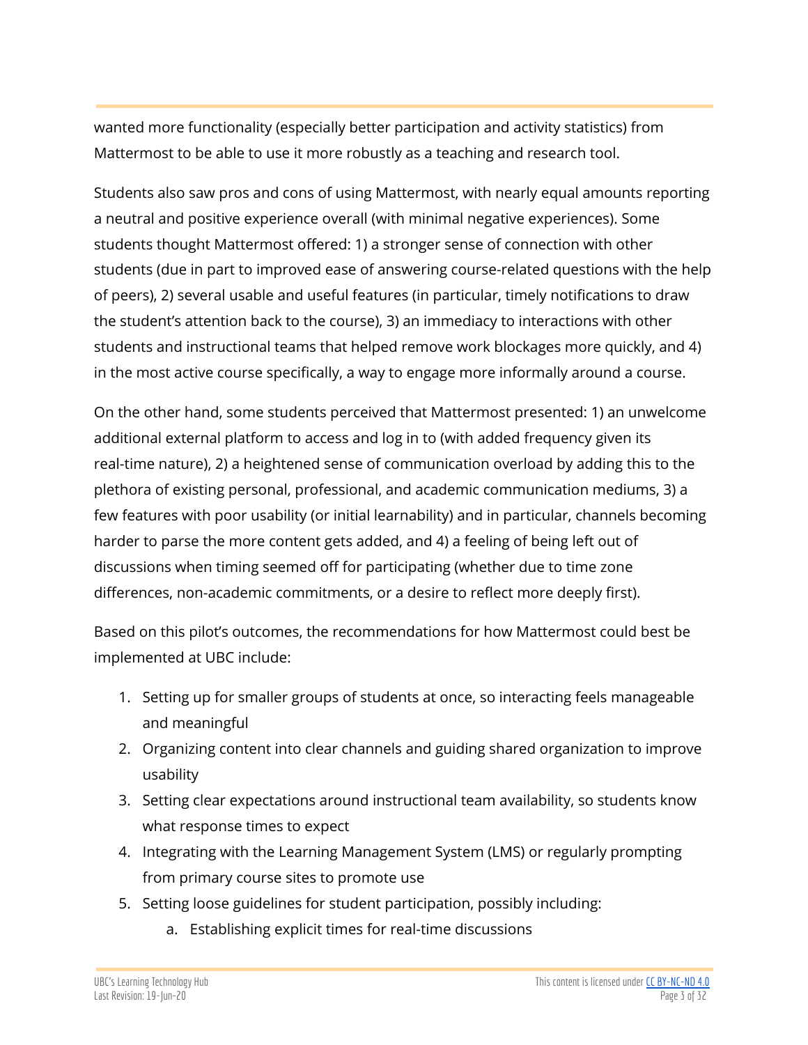wanted more functionality (especially better participation and activity statistics) from Mattermost to be able to use it more robustly as a teaching and research tool.

Students also saw pros and cons of using Mattermost, with nearly equal amounts reporting a neutral and positive experience overall (with minimal negative experiences). Some students thought Mattermost offered: 1) a stronger sense of connection with other students (due in part to improved ease of answering course-related questions with the help of peers), 2) several usable and useful features (in particular, timely notifications to draw the student's attention back to the course), 3) an immediacy to interactions with other students and instructional teams that helped remove work blockages more quickly, and 4) in the most active course specifically, a way to engage more informally around a course.

On the other hand, some students perceived that Mattermost presented: 1) an unwelcome additional external platform to access and log in to (with added frequency given its real-time nature), 2) a heightened sense of communication overload by adding this to the plethora of existing personal, professional, and academic communication mediums, 3) a few features with poor usability (or initial learnability) and in particular, channels becoming harder to parse the more content gets added, and 4) a feeling of being left out of discussions when timing seemed off for participating (whether due to time zone differences, non-academic commitments, or a desire to reflect more deeply first).

Based on this pilot's outcomes, the recommendations for how Mattermost could best be implemented at UBC include:

1. Setting up for smaller groups of students at once, so interacting feels manageable and meaningful
2. Organizing content into clear channels and guiding shared organization to improve usability
3. Setting clear expectations around instructional team availability, so students know what response times to expect
4. Integrating with the Learning Management System (LMS) or regularly prompting from primary course sites to promote use
5. Setting loose guidelines for student participation, possibly including:
    a. Establishing explicit times for real-time discussions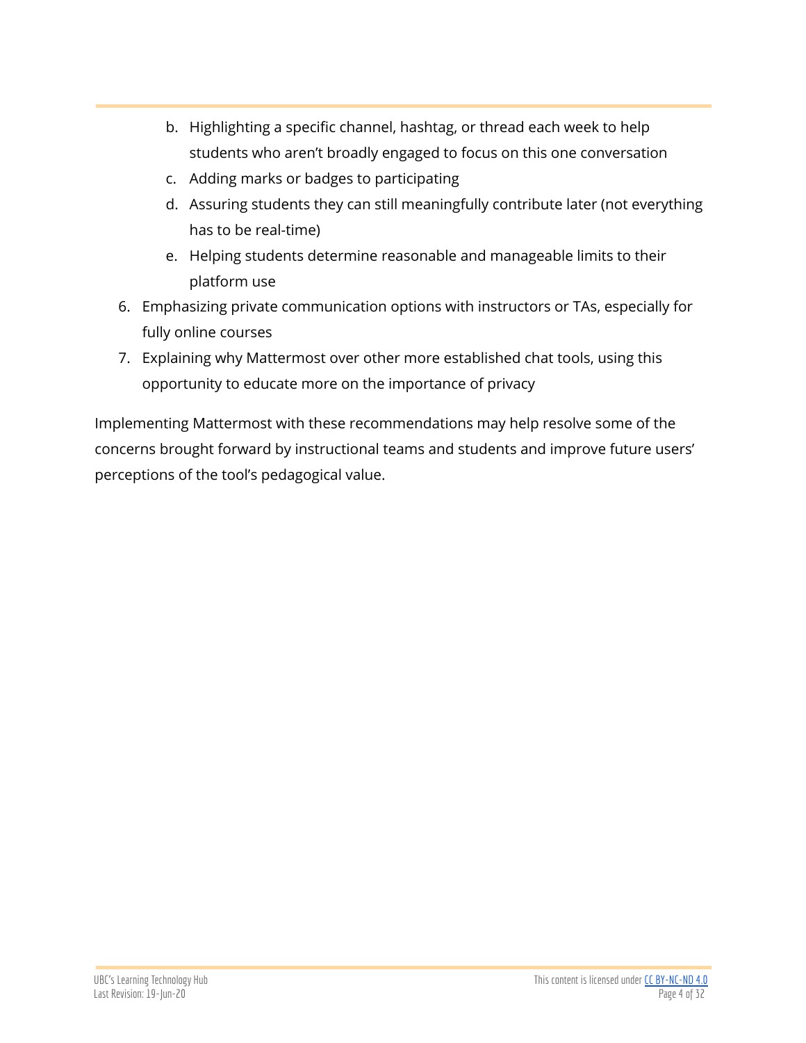b. Highlighting a specific channel, hashtag, or thread each week to help students who aren't broadly engaged to focus on this one conversation
   c. Adding marks or badges to participating
   d. Assuring students they can still meaningfully contribute later (not everything has to be real-time)
   e. Helping students determine reasonable and manageable limits to their platform use
6. Emphasizing private communication options with instructors or TAs, especially for fully online courses
7. Explaining why Mattermost over other more established chat tools, using this opportunity to educate more on the importance of privacy

Implementing Mattermost with these recommendations may help resolve some of the concerns brought forward by instructional teams and students and improve future users' perceptions of the tool's pedagogical value.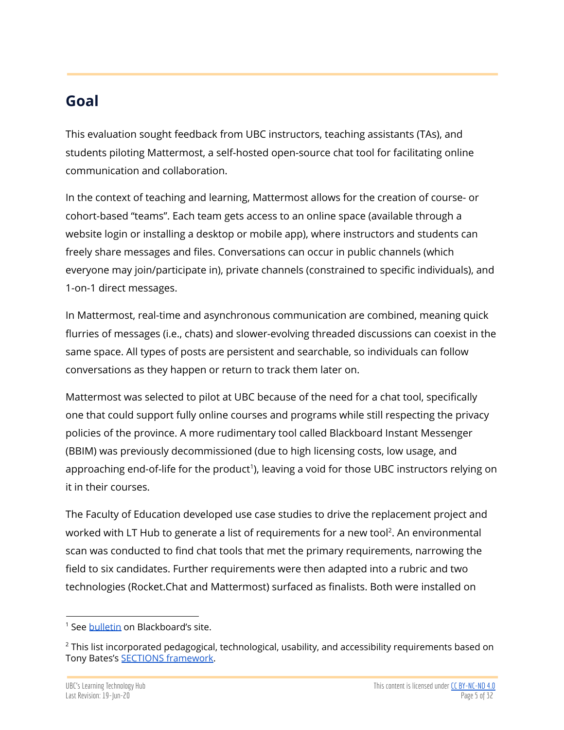## Goal

This evaluation sought feedback from UBC instructors, teaching assistants (TAs), and students piloting Mattermost, a self-hosted open-source chat tool for facilitating online communication and collaboration.

In the context of teaching and learning, Mattermost allows for the creation of course- or cohort-based "teams". Each team gets access to an online space (available through a website login or installing a desktop or mobile app), where instructors and students can freely share messages and files. Conversations can occur in public channels (which everyone may join/participate in), private channels (constrained to specific individuals), and 1-on-1 direct messages.

In Mattermost, real-time and asynchronous communication are combined, meaning quick flurries of messages (i.e., chats) and slower-evolving threaded discussions can coexist in the same space. All types of posts are persistent and searchable, so individuals can follow conversations as they happen or return to track them later on.

Mattermost was selected to pilot at UBC because of the need for a chat tool, specifically one that could support fully online courses and programs while still respecting the privacy policies of the province. A more rudimentary tool called Blackboard Instant Messenger (BBIM) was previously decommissioned (due to high licensing costs, low usage, and approaching end-of-life for the product[1]), leaving a void for those UBC instructors relying on it in their courses.

The Faculty of Education developed use case studies to drive the replacement project and worked with LT Hub to generate a list of requirements for a new tool[2]. An environmental scan was conducted to find chat tools that met the primary requirements, narrowing the field to six candidates. Further requirements were then adapted into a rubric and two technologies (Rocket.Chat and Mattermost) surfaced as finalists. Both were installed on

---

[1] See bulletin on Blackboard's site.

[2] This list incorporated pedagogical, technological, usability, and accessibility requirements based on Tony Bates's SECTIONS framework.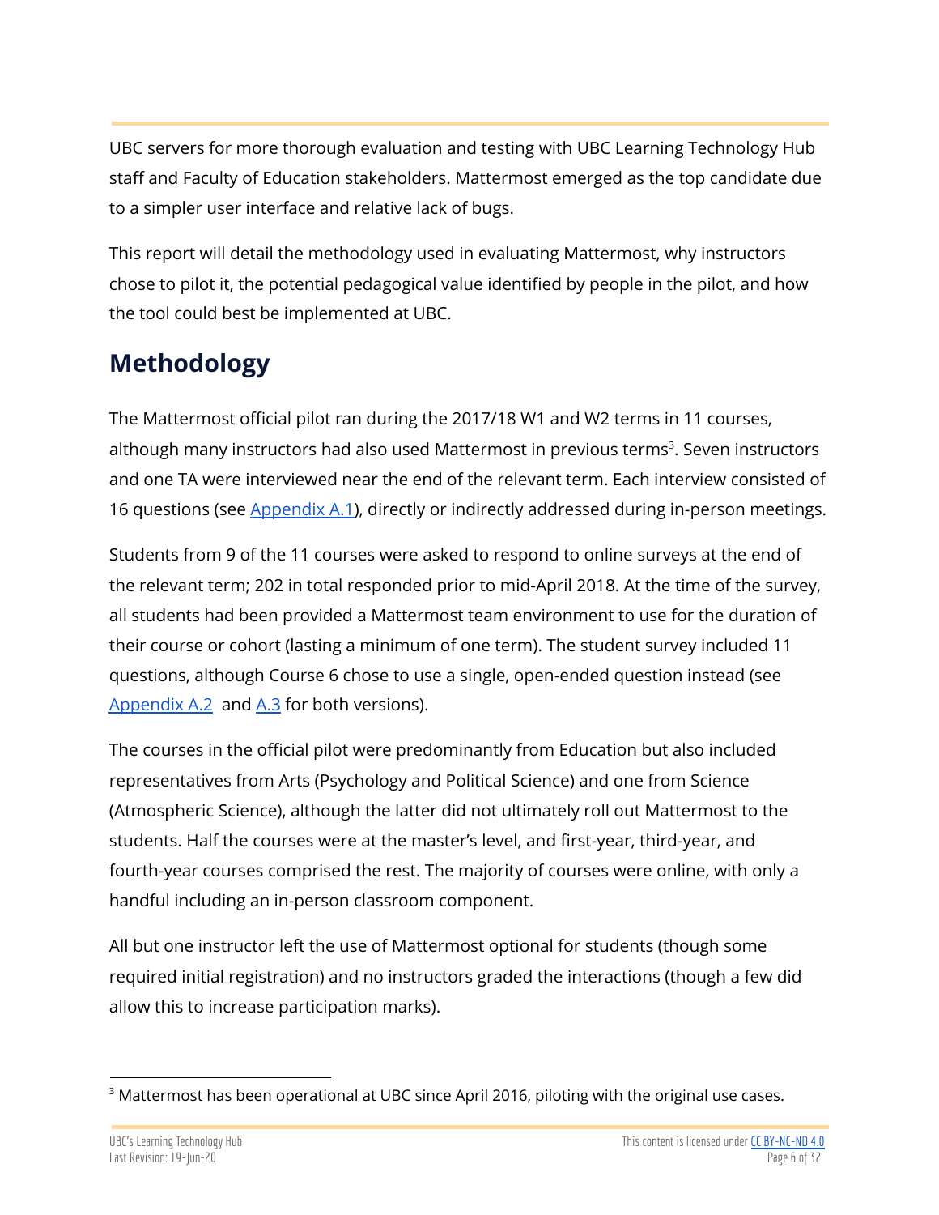UBC servers for more thorough evaluation and testing with UBC Learning Technology Hub staff and Faculty of Education stakeholders. Mattermost emerged as the top candidate due to a simpler user interface and relative lack of bugs.

This report will detail the methodology used in evaluating Mattermost, why instructors chose to pilot it, the potential pedagogical value identified by people in the pilot, and how the tool could best be implemented at UBC.

## Methodology

The Mattermost official pilot ran during the 2017/18 W1 and W2 terms in 11 courses, although many instructors had also used Mattermost in previous terms[3]. Seven instructors and one TA were interviewed near the end of the relevant term. Each interview consisted of 16 questions (see Appendix A.1), directly or indirectly addressed during in-person meetings.

Students from 9 of the 11 courses were asked to respond to online surveys at the end of the relevant term; 202 in total responded prior to mid-April 2018. At the time of the survey, all students had been provided a Mattermost team environment to use for the duration of their course or cohort (lasting a minimum of one term). The student survey included 11 questions, although Course 6 chose to use a single, open-ended question instead (see Appendix A.2 and A.3 for both versions).

The courses in the official pilot were predominantly from Education but also included representatives from Arts (Psychology and Political Science) and one from Science (Atmospheric Science), although the latter did not ultimately roll out Mattermost to the students. Half the courses were at the master's level, and first-year, third-year, and fourth-year courses comprised the rest. The majority of courses were online, with only a handful including an in-person classroom component.

All but one instructor left the use of Mattermost optional for students (though some required initial registration) and no instructors graded the interactions (though a few did allow this to increase participation marks).

[3] Mattermost has been operational at UBC since April 2016, piloting with the original use cases.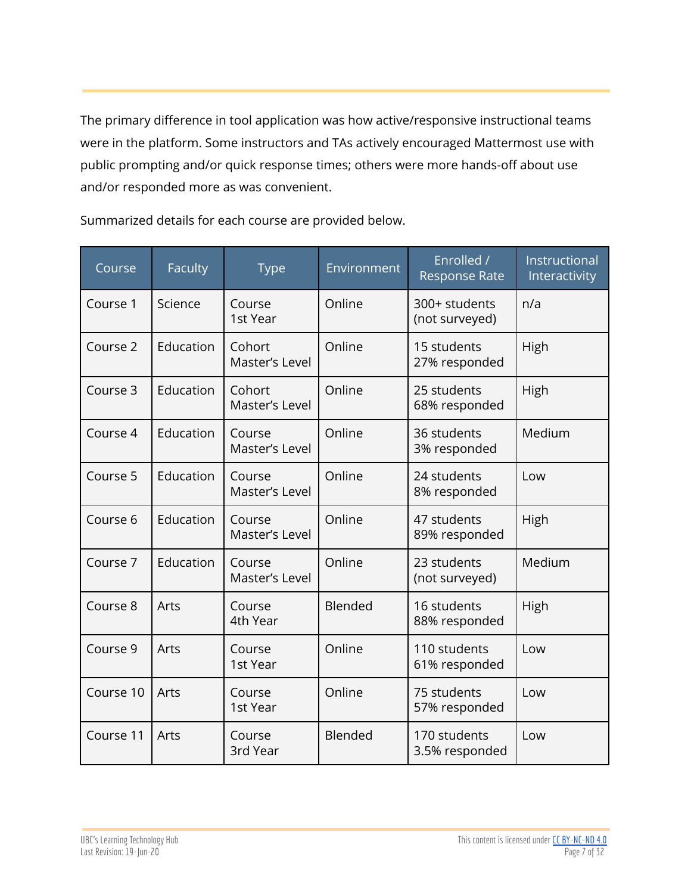The primary difference in tool application was how active/responsive instructional teams were in the platform. Some instructors and TAs actively encouraged Mattermost use with public prompting and/or quick response times; others were more hands-off about use and/or responded more as was convenient.

Summarized details for each course are provided below.

| Course | Faculty | Type | Environment | Enrolled / Response Rate | Instructional Interactivity |
|---|---|---|---|---|---|
| Course 1 | Science | Course 1st Year | Online | 300+ students (not surveyed) | n/a |
| Course 2 | Education | Cohort Master's Level | Online | 15 students 27% responded | High |
| Course 3 | Education | Cohort Master's Level | Online | 25 students 68% responded | High |
| Course 4 | Education | Course Master's Level | Online | 36 students 3% responded | Medium |
| Course 5 | Education | Course Master's Level | Online | 24 students 8% responded | Low |
| Course 6 | Education | Course Master's Level | Online | 47 students 89% responded | High |
| Course 7 | Education | Course Master's Level | Online | 23 students (not surveyed) | Medium |
| Course 8 | Arts | Course 4th Year | Blended | 16 students 88% responded | High |
| Course 9 | Arts | Course 1st Year | Online | 110 students 61% responded | Low |
| Course 10 | Arts | Course 1st Year | Online | 75 students 57% responded | Low |
| Course 11 | Arts | Course 3rd Year | Blended | 170 students 3.5% responded | Low |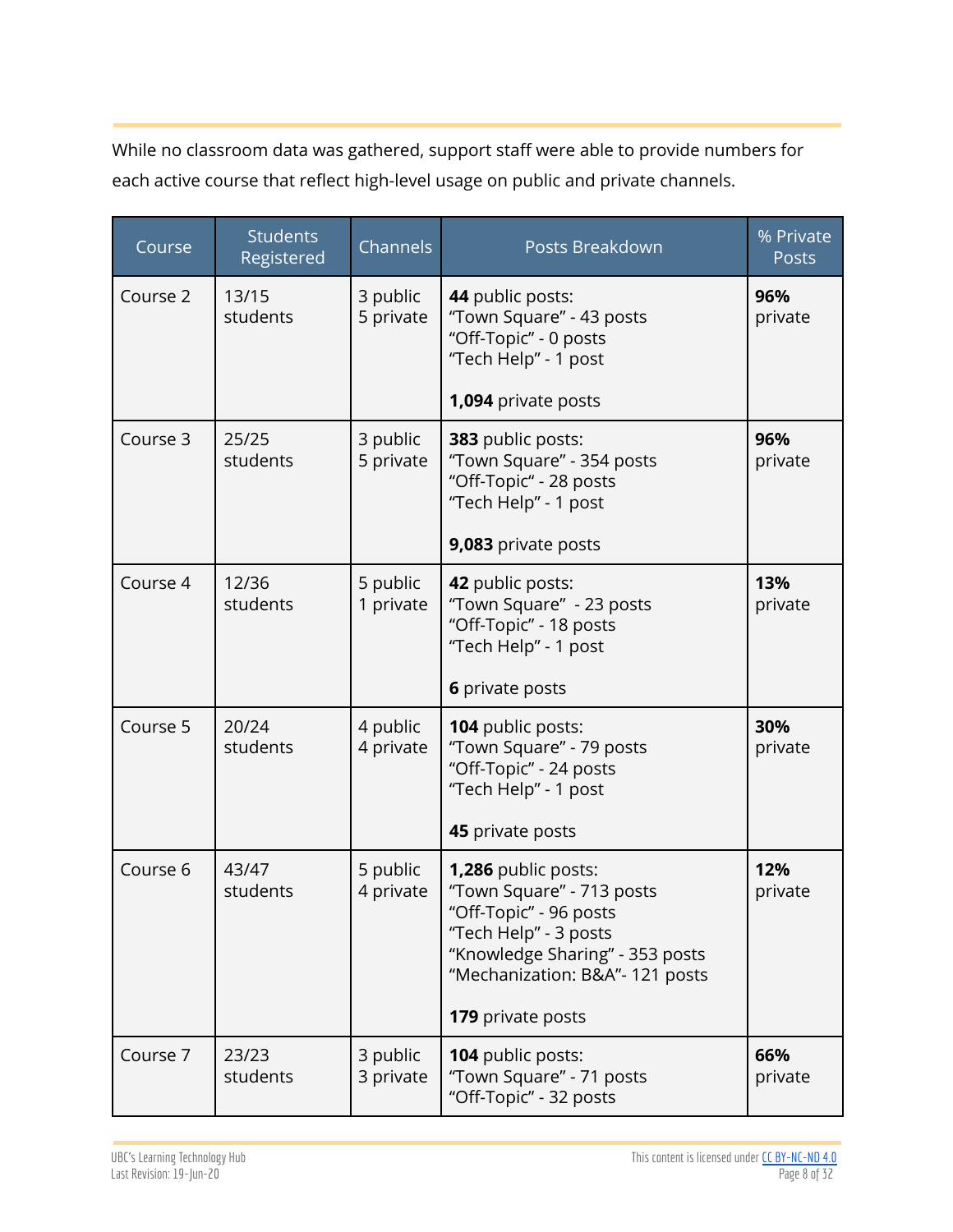While no classroom data was gathered, support staff were able to provide numbers for each active course that reflect high-level usage on public and private channels.

| Course | Students Registered | Channels | Posts Breakdown | % Private Posts |
|---|---|---|---|---|
| Course 2 | 13/15 students | 3 public<br>5 private | **44** public posts:<br>"Town Square" - 43 posts<br>"Off-Topic" - 0 posts<br>"Tech Help" - 1 post<br><br>**1,094** private posts | **96%** private |
| Course 3 | 25/25 students | 3 public<br>5 private | **383** public posts:<br>"Town Square" - 354 posts<br>"Off-Topic" - 28 posts<br>"Tech Help" - 1 post<br><br>**9,083** private posts | **96%** private |
| Course 4 | 12/36 students | 5 public<br>1 private | **42** public posts:<br>"Town Square" - 23 posts<br>"Off-Topic" - 18 posts<br>"Tech Help" - 1 post<br><br>**6** private posts | **13%** private |
| Course 5 | 20/24 students | 4 public<br>4 private | **104** public posts:<br>"Town Square" - 79 posts<br>"Off-Topic" - 24 posts<br>"Tech Help" - 1 post<br><br>**45** private posts | **30%** private |
| Course 6 | 43/47 students | 5 public<br>4 private | **1,286** public posts:<br>"Town Square" - 713 posts<br>"Off-Topic" - 96 posts<br>"Tech Help" - 3 posts<br>"Knowledge Sharing" - 353 posts<br>"Mechanization: B&A"- 121 posts<br><br>**179** private posts | **12%** private |
| Course 7 | 23/23 students | 3 public<br>3 private | **104** public posts:<br>"Town Square" - 71 posts<br>"Off-Topic" - 32 posts | **66%** private |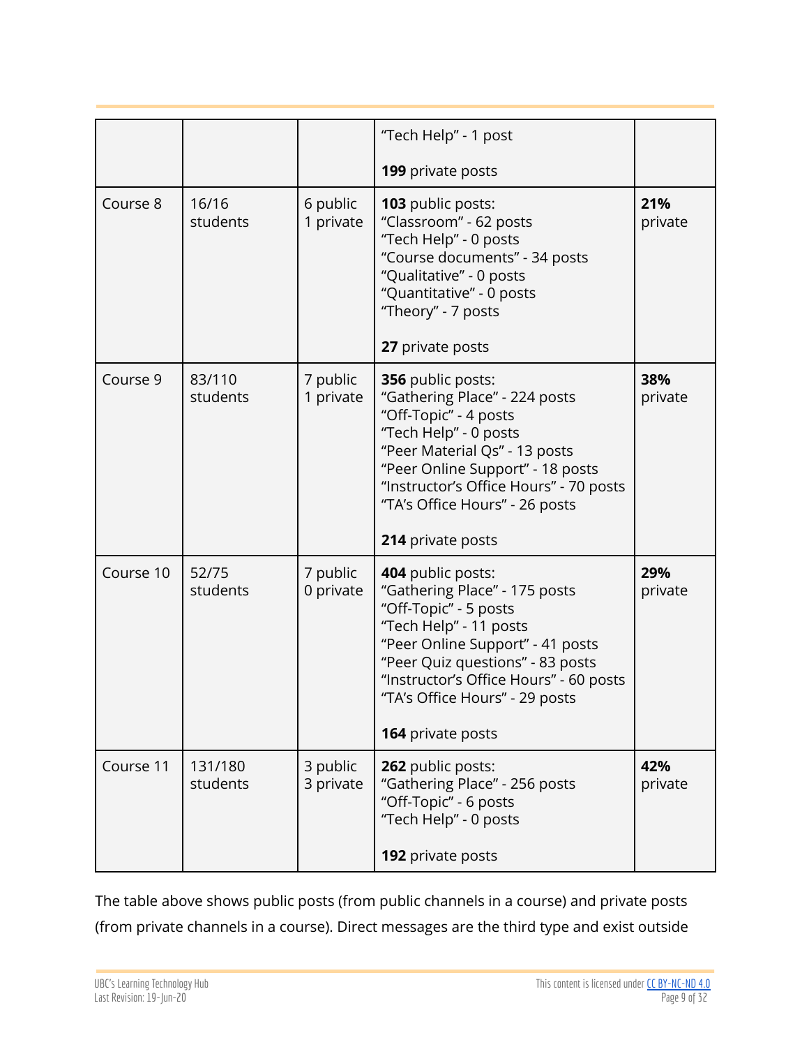|  |  |  |  |  |
|---|---|---|---|---|
|  |  |  | "Tech Help" - 1 post<br><br>**199** private posts |  |
| Course 8 | 16/16 students | 6 public<br>1 private | **103** public posts:<br>"Classroom" - 62 posts<br>"Tech Help" - 0 posts<br>"Course documents" - 34 posts<br>"Qualitative" - 0 posts<br>"Quantitative" - 0 posts<br>"Theory" - 7 posts<br><br>**27** private posts | **21%** private |
| Course 9 | 83/110 students | 7 public<br>1 private | **356** public posts:<br>"Gathering Place" - 224 posts<br>"Off-Topic" - 4 posts<br>"Tech Help" - 0 posts<br>"Peer Material Qs" - 13 posts<br>"Peer Online Support" - 18 posts<br>"Instructor's Office Hours" - 70 posts<br>"TA's Office Hours" - 26 posts<br><br>**214** private posts | **38%** private |
| Course 10 | 52/75 students | 7 public<br>0 private | **404** public posts:<br>"Gathering Place" - 175 posts<br>"Off-Topic" - 5 posts<br>"Tech Help" - 11 posts<br>"Peer Online Support" - 41 posts<br>"Peer Quiz questions" - 83 posts<br>"Instructor's Office Hours" - 60 posts<br>"TA's Office Hours" - 29 posts<br><br>**164** private posts | **29%** private |
| Course 11 | 131/180 students | 3 public<br>3 private | **262** public posts:<br>"Gathering Place" - 256 posts<br>"Off-Topic" - 6 posts<br>"Tech Help" - 0 posts<br><br>**192** private posts | **42%** private |

The table above shows public posts (from public channels in a course) and private posts (from private channels in a course). Direct messages are the third type and exist outside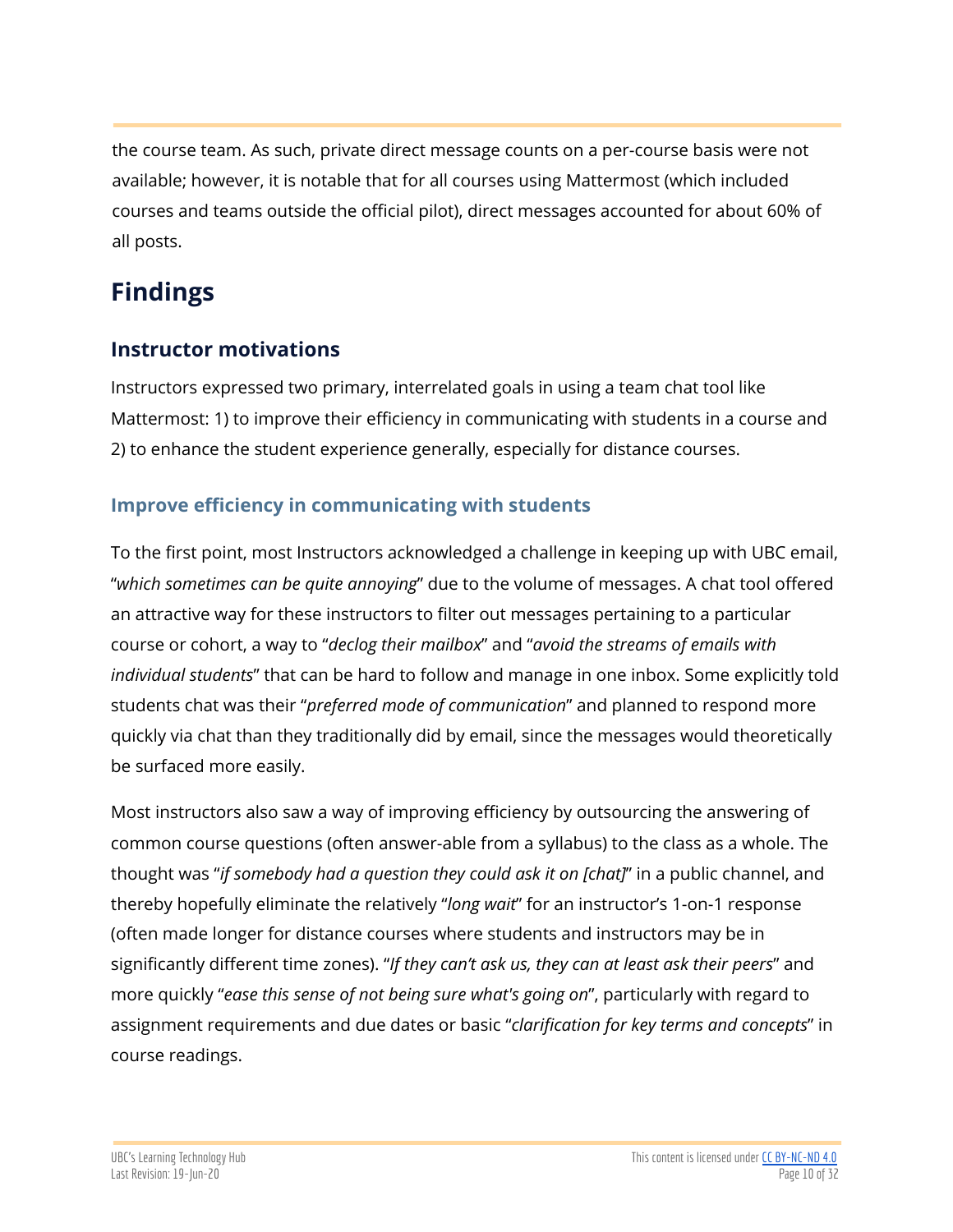the course team. As such, private direct message counts on a per-course basis were not available; however, it is notable that for all courses using Mattermost (which included courses and teams outside the official pilot), direct messages accounted for about 60% of all posts.

# Findings

## Instructor motivations

Instructors expressed two primary, interrelated goals in using a team chat tool like Mattermost: 1) to improve their efficiency in communicating with students in a course and 2) to enhance the student experience generally, especially for distance courses.

### Improve efficiency in communicating with students

To the first point, most Instructors acknowledged a challenge in keeping up with UBC email, "*which sometimes can be quite annoying*" due to the volume of messages. A chat tool offered an attractive way for these instructors to filter out messages pertaining to a particular course or cohort, a way to "*declog their mailbox*" and "*avoid the streams of emails with individual students*" that can be hard to follow and manage in one inbox. Some explicitly told students chat was their "*preferred mode of communication*" and planned to respond more quickly via chat than they traditionally did by email, since the messages would theoretically be surfaced more easily.

Most instructors also saw a way of improving efficiency by outsourcing the answering of common course questions (often answer-able from a syllabus) to the class as a whole. The thought was "*if somebody had a question they could ask it on [chat]*" in a public channel, and thereby hopefully eliminate the relatively "*long wait*" for an instructor's 1-on-1 response (often made longer for distance courses where students and instructors may be in significantly different time zones). "*If they can't ask us, they can at least ask their peers*" and more quickly "*ease this sense of not being sure what's going on*", particularly with regard to assignment requirements and due dates or basic "*clarification for key terms and concepts*" in course readings.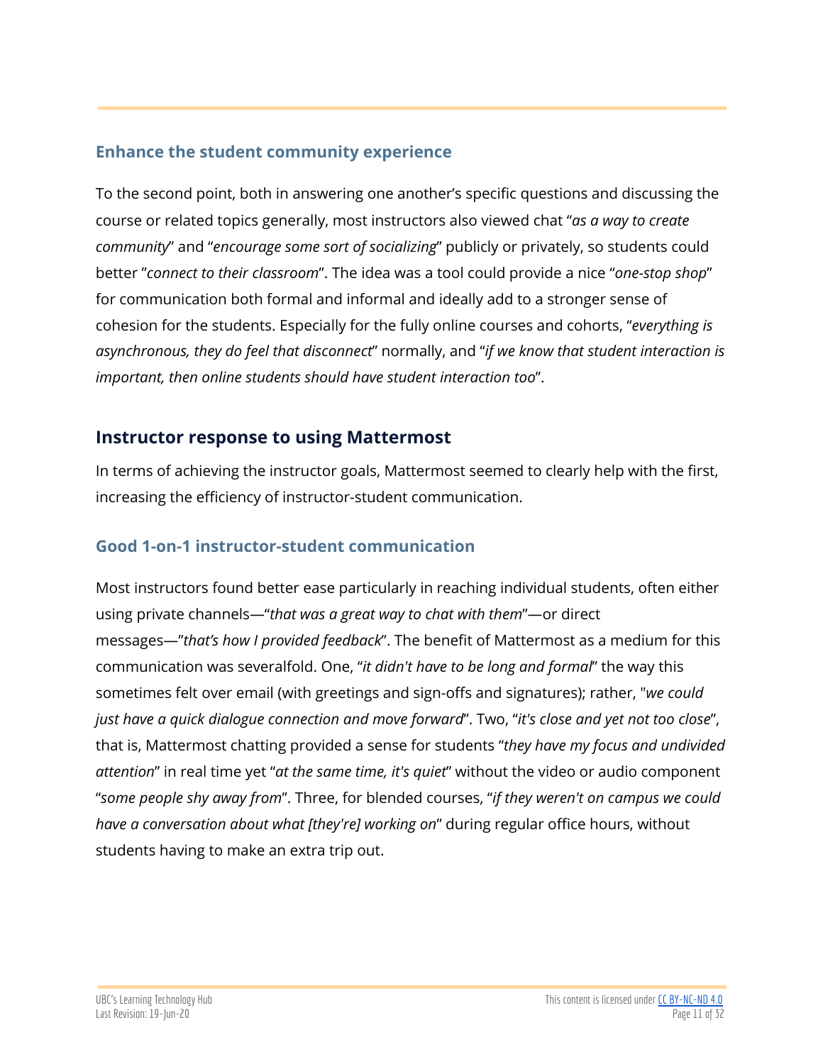### Enhance the student community experience

To the second point, both in answering one another's specific questions and discussing the course or related topics generally, most instructors also viewed chat "*as a way to create community*" and "*encourage some sort of socializing*" publicly or privately, so students could better "*connect to their classroom*". The idea was a tool could provide a nice "*one-stop shop*" for communication both formal and informal and ideally add to a stronger sense of cohesion for the students. Especially for the fully online courses and cohorts, "*everything is asynchronous, they do feel that disconnect*" normally, and "*if we know that student interaction is important, then online students should have student interaction too*".

## Instructor response to using Mattermost

In terms of achieving the instructor goals, Mattermost seemed to clearly help with the first, increasing the efficiency of instructor-student communication.

### Good 1-on-1 instructor-student communication

Most instructors found better ease particularly in reaching individual students, often either using private channels—"*that was a great way to chat with them*"—or direct messages—"*that's how I provided feedback*". The benefit of Mattermost as a medium for this communication was severalfold. One, "*it didn't have to be long and formal*" the way this sometimes felt over email (with greetings and sign-offs and signatures); rather, "*we could just have a quick dialogue connection and move forward*". Two, "*it's close and yet not too close*", that is, Mattermost chatting provided a sense for students "*they have my focus and undivided attention*" in real time yet "*at the same time, it's quiet*" without the video or audio component "*some people shy away from*". Three, for blended courses, "*if they weren't on campus we could have a conversation about what [they're] working on*" during regular office hours, without students having to make an extra trip out.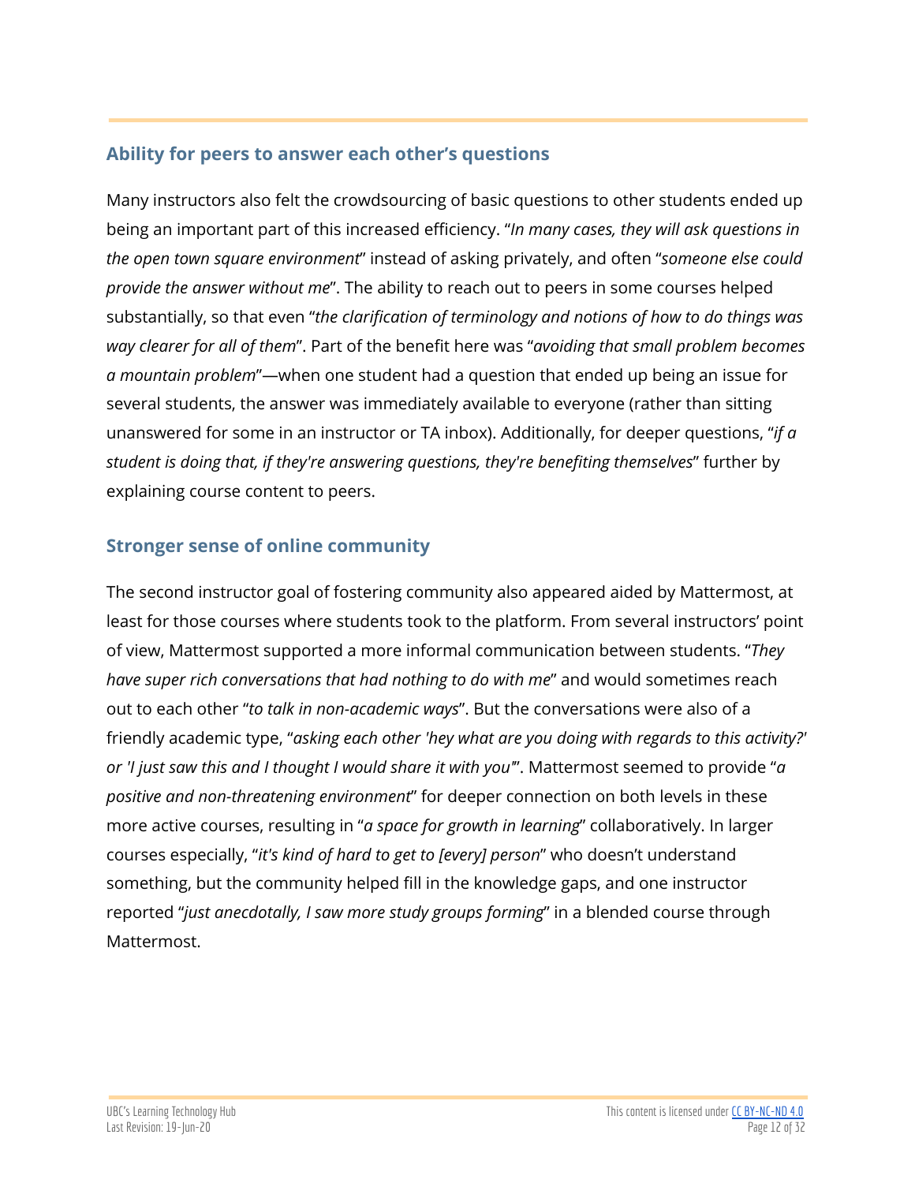## Ability for peers to answer each other's questions

Many instructors also felt the crowdsourcing of basic questions to other students ended up being an important part of this increased efficiency. "*In many cases, they will ask questions in the open town square environment*" instead of asking privately, and often "*someone else could provide the answer without me*". The ability to reach out to peers in some courses helped substantially, so that even "*the clarification of terminology and notions of how to do things was way clearer for all of them*". Part of the benefit here was "*avoiding that small problem becomes a mountain problem*"—when one student had a question that ended up being an issue for several students, the answer was immediately available to everyone (rather than sitting unanswered for some in an instructor or TA inbox). Additionally, for deeper questions, "*if a student is doing that, if they're answering questions, they're benefiting themselves*" further by explaining course content to peers.

## Stronger sense of online community

The second instructor goal of fostering community also appeared aided by Mattermost, at least for those courses where students took to the platform. From several instructors' point of view, Mattermost supported a more informal communication between students. "*They have super rich conversations that had nothing to do with me*" and would sometimes reach out to each other "*to talk in non-academic ways*". But the conversations were also of a friendly academic type, "*asking each other 'hey what are you doing with regards to this activity?' or 'I just saw this and I thought I would share it with you'*". Mattermost seemed to provide "*a positive and non-threatening environment*" for deeper connection on both levels in these more active courses, resulting in "*a space for growth in learning*" collaboratively. In larger courses especially, "*it's kind of hard to get to [every] person*" who doesn't understand something, but the community helped fill in the knowledge gaps, and one instructor reported "*just anecdotally, I saw more study groups forming*" in a blended course through Mattermost.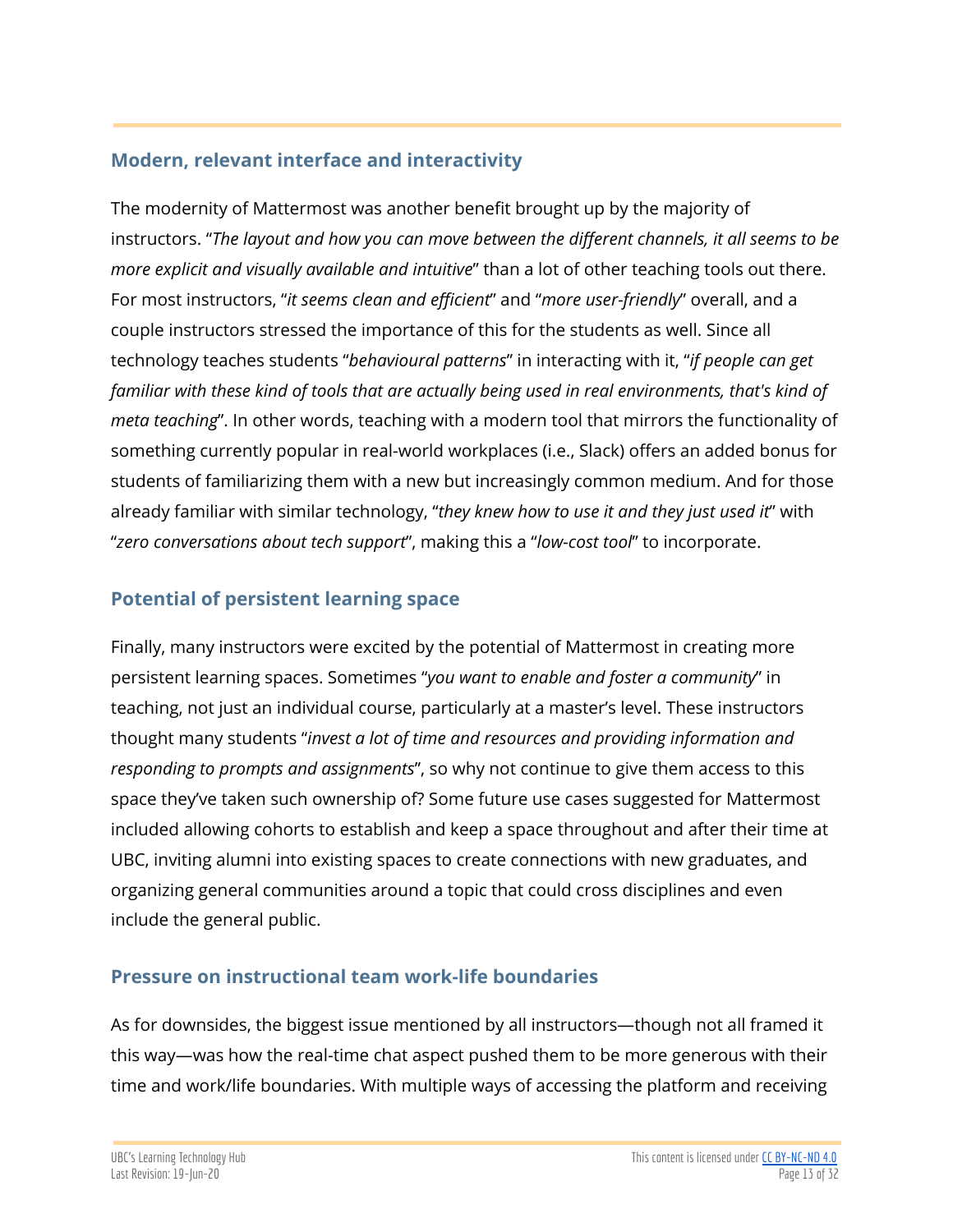## Modern, relevant interface and interactivity

The modernity of Mattermost was another benefit brought up by the majority of instructors. "*The layout and how you can move between the different channels, it all seems to be more explicit and visually available and intuitive*" than a lot of other teaching tools out there. For most instructors, "*it seems clean and efficient*" and "*more user-friendly*" overall, and a couple instructors stressed the importance of this for the students as well. Since all technology teaches students "*behavioural patterns*" in interacting with it, "*if people can get familiar with these kind of tools that are actually being used in real environments, that's kind of meta teaching*". In other words, teaching with a modern tool that mirrors the functionality of something currently popular in real-world workplaces (i.e., Slack) offers an added bonus for students of familiarizing them with a new but increasingly common medium. And for those already familiar with similar technology, "*they knew how to use it and they just used it*" with "*zero conversations about tech support*", making this a "*low-cost tool*" to incorporate.

## Potential of persistent learning space

Finally, many instructors were excited by the potential of Mattermost in creating more persistent learning spaces. Sometimes "*you want to enable and foster a community*" in teaching, not just an individual course, particularly at a master's level. These instructors thought many students "*invest a lot of time and resources and providing information and responding to prompts and assignments*", so why not continue to give them access to this space they've taken such ownership of? Some future use cases suggested for Mattermost included allowing cohorts to establish and keep a space throughout and after their time at UBC, inviting alumni into existing spaces to create connections with new graduates, and organizing general communities around a topic that could cross disciplines and even include the general public.

## Pressure on instructional team work-life boundaries

As for downsides, the biggest issue mentioned by all instructors—though not all framed it this way—was how the real-time chat aspect pushed them to be more generous with their time and work/life boundaries. With multiple ways of accessing the platform and receiving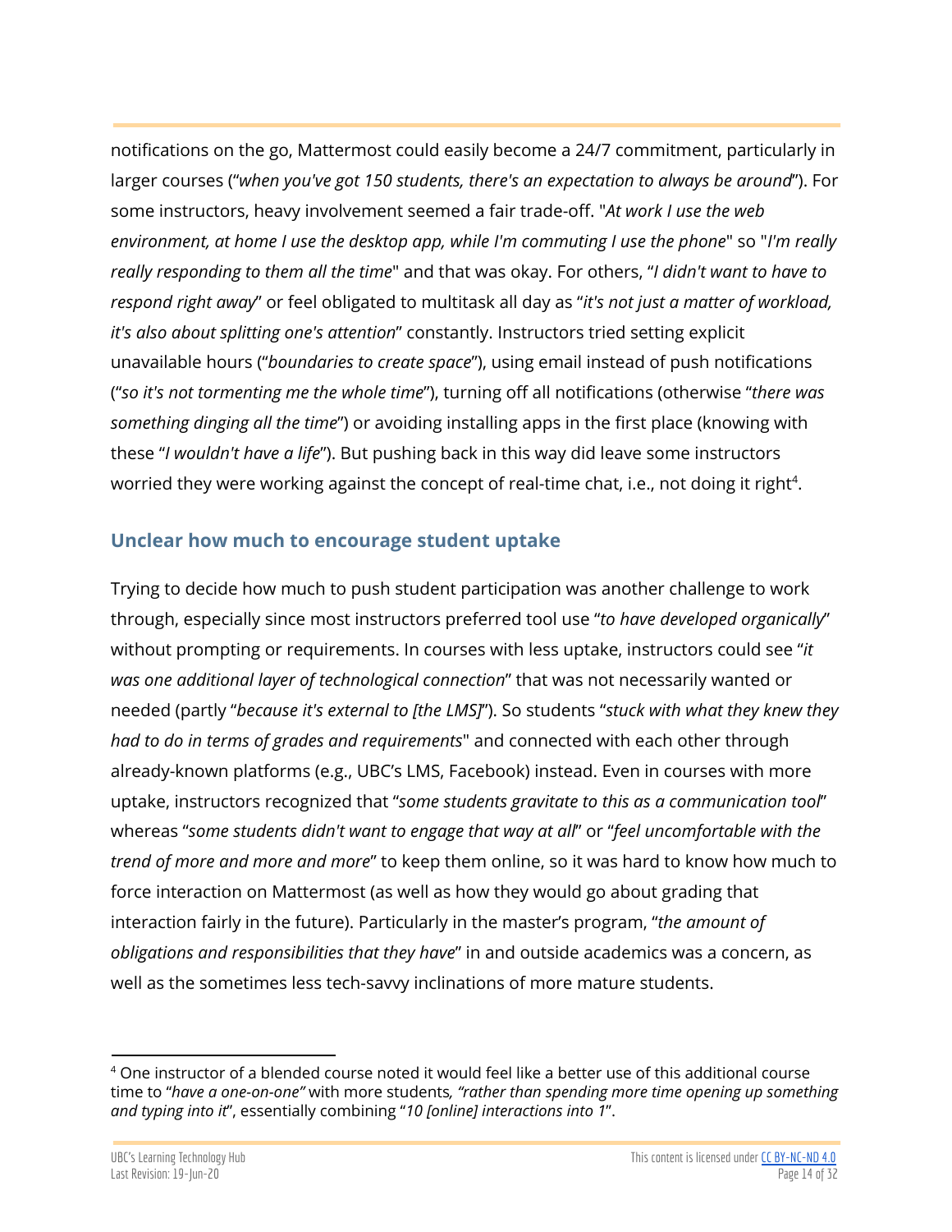notifications on the go, Mattermost could easily become a 24/7 commitment, particularly in larger courses ("*when you've got 150 students, there's an expectation to always be around*"). For some instructors, heavy involvement seemed a fair trade-off. "*At work I use the web environment, at home I use the desktop app, while I'm commuting I use the phone*" so "*I'm really really responding to them all the time*" and that was okay. For others, "*I didn't want to have to respond right away*" or feel obligated to multitask all day as "*it's not just a matter of workload, it's also about splitting one's attention*" constantly. Instructors tried setting explicit unavailable hours ("*boundaries to create space*"), using email instead of push notifications ("*so it's not tormenting me the whole time*"), turning off all notifications (otherwise "*there was something dinging all the time*") or avoiding installing apps in the first place (knowing with these "*I wouldn't have a life*"). But pushing back in this way did leave some instructors worried they were working against the concept of real-time chat, i.e., not doing it right[4].

### Unclear how much to encourage student uptake

Trying to decide how much to push student participation was another challenge to work through, especially since most instructors preferred tool use "*to have developed organically*" without prompting or requirements. In courses with less uptake, instructors could see "*it was one additional layer of technological connection*" that was not necessarily wanted or needed (partly "*because it's external to [the LMS]*"). So students "*stuck with what they knew they had to do in terms of grades and requirements*" and connected with each other through already-known platforms (e.g., UBC's LMS, Facebook) instead. Even in courses with more uptake, instructors recognized that "*some students gravitate to this as a communication tool*" whereas "*some students didn't want to engage that way at all*" or "*feel uncomfortable with the trend of more and more and more*" to keep them online, so it was hard to know how much to force interaction on Mattermost (as well as how they would go about grading that interaction fairly in the future). Particularly in the master's program, "*the amount of obligations and responsibilities that they have*" in and outside academics was a concern, as well as the sometimes less tech-savvy inclinations of more mature students.

---

[4] One instructor of a blended course noted it would feel like a better use of this additional course time to "*have a one-on-one"* with more students*, "rather than spending more time opening up something and typing into it*", essentially combining "*10 [online] interactions into 1*".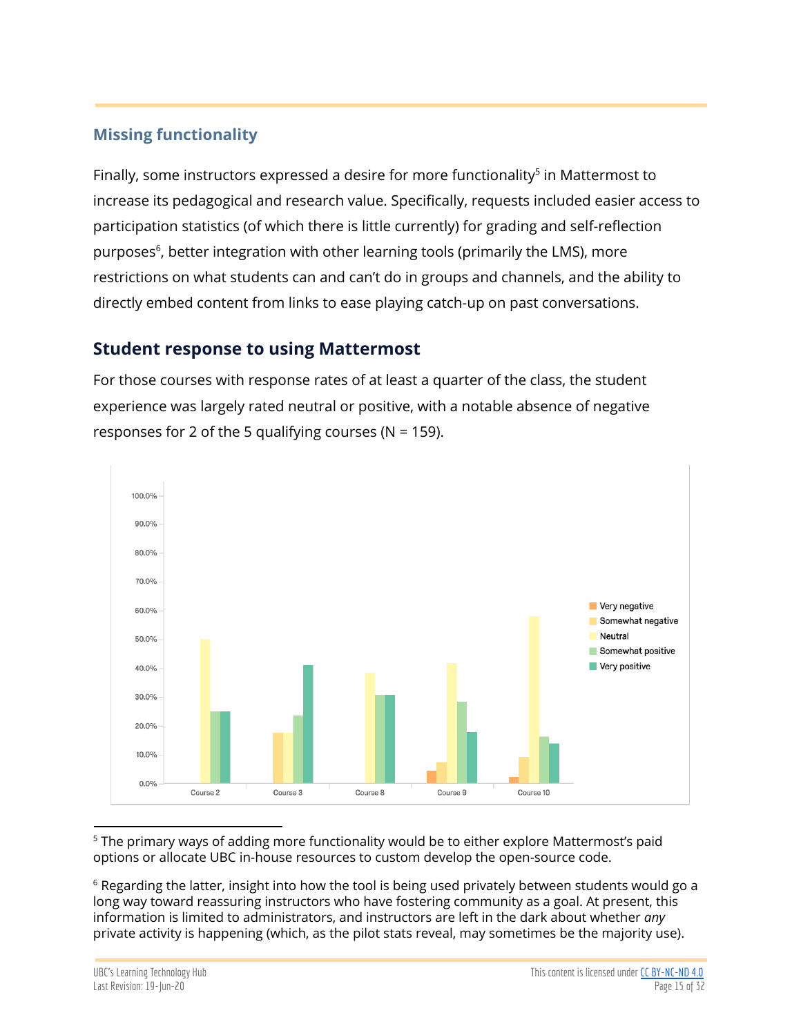### Missing functionality

Finally, some instructors expressed a desire for more functionality[5] in Mattermost to increase its pedagogical and research value. Specifically, requests included easier access to participation statistics (of which there is little currently) for grading and self-reflection purposes[6], better integration with other learning tools (primarily the LMS), more restrictions on what students can and can't do in groups and channels, and the ability to directly embed content from links to ease playing catch-up on past conversations.

## Student response to using Mattermost

For those courses with response rates of at least a quarter of the class, the student experience was largely rated neutral or positive, with a notable absence of negative responses for 2 of the 5 qualifying courses (N = 159).

[5] The primary ways of adding more functionality would be to either explore Mattermost's paid options or allocate UBC in-house resources to custom develop the open-source code.

[6] Regarding the latter, insight into how the tool is being used privately between students would go a long way toward reassuring instructors who have fostering community as a goal. At present, this information is limited to administrators, and instructors are left in the dark about whether *any* private activity is happening (which, as the pilot stats reveal, may sometimes be the majority use).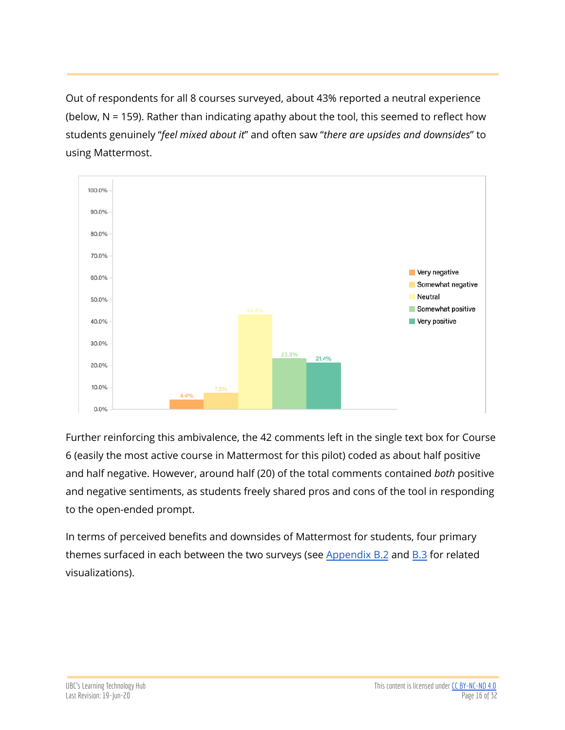Out of respondents for all 8 courses surveyed, about 43% reported a neutral experience (below, N = 159). Rather than indicating apathy about the tool, this seemed to reflect how students genuinely "*feel mixed about it*" and often saw "*there are upsides and downsides*" to using Mattermost.

| Response | Percentage |
| --- | --- |
| Very negative | 4.4% |
| Somewhat negative | 7.5% |
| Neutral | 43.4% |
| Somewhat positive | 23.3% |
| Very positive | 21.4% |

Further reinforcing this ambivalence, the 42 comments left in the single text box for Course 6 (easily the most active course in Mattermost for this pilot) coded as about half positive and half negative. However, around half (20) of the total comments contained *both* positive and negative sentiments, as students freely shared pros and cons of the tool in responding to the open-ended prompt.

In terms of perceived benefits and downsides of Mattermost for students, four primary themes surfaced in each between the two surveys (see Appendix B.2 and B.3 for related visualizations).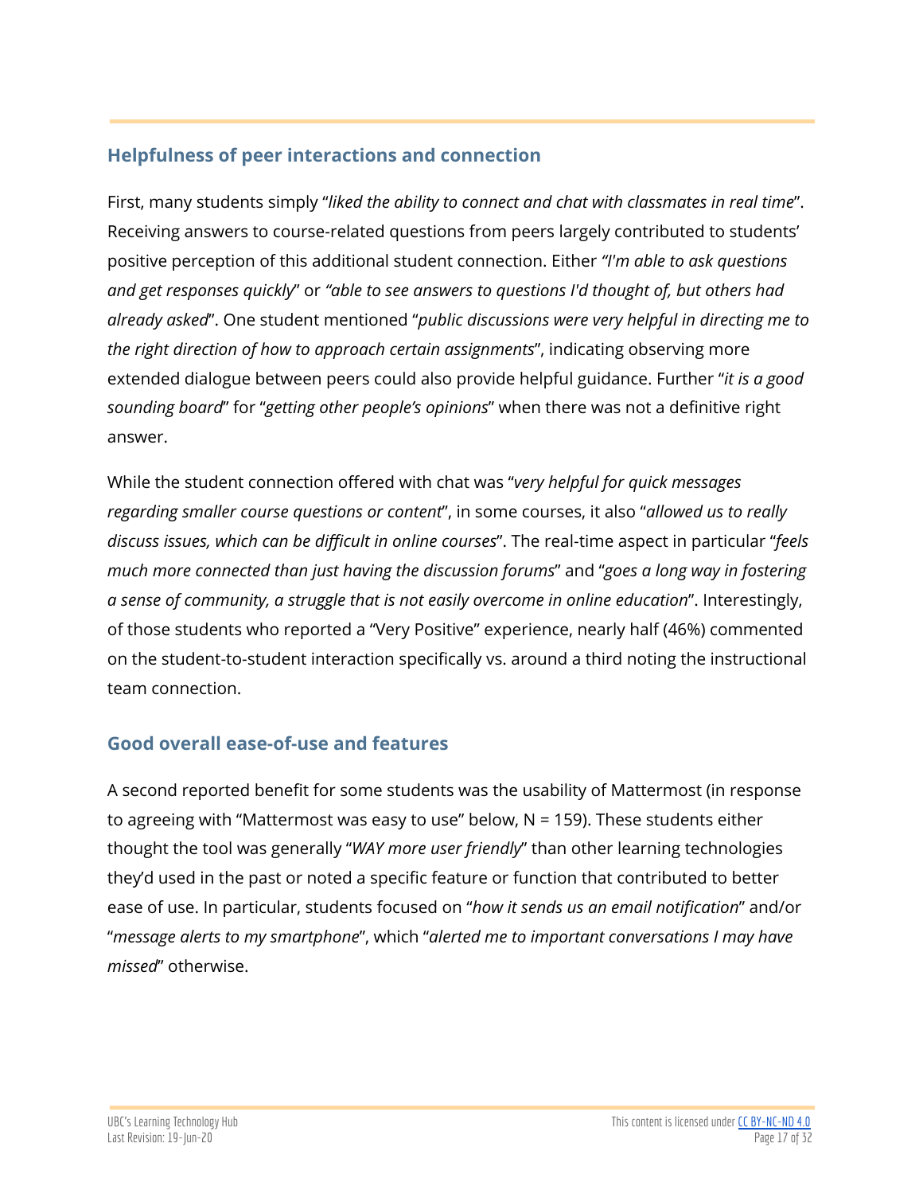## Helpfulness of peer interactions and connection

First, many students simply "*liked the ability to connect and chat with classmates in real time*". Receiving answers to course-related questions from peers largely contributed to students' positive perception of this additional student connection. Either *"I'm able to ask questions and get responses quickly*" or *"able to see answers to questions I'd thought of, but others had already asked*". One student mentioned "*public discussions were very helpful in directing me to the right direction of how to approach certain assignments*", indicating observing more extended dialogue between peers could also provide helpful guidance. Further "*it is a good sounding board*" for "*getting other people's opinions*" when there was not a definitive right answer.

While the student connection offered with chat was "*very helpful for quick messages regarding smaller course questions or content*", in some courses, it also "*allowed us to really discuss issues, which can be difficult in online courses*". The real-time aspect in particular "*feels much more connected than just having the discussion forums*" and "*goes a long way in fostering a sense of community, a struggle that is not easily overcome in online education*". Interestingly, of those students who reported a "Very Positive" experience, nearly half (46%) commented on the student-to-student interaction specifically vs. around a third noting the instructional team connection.

## Good overall ease-of-use and features

A second reported benefit for some students was the usability of Mattermost (in response to agreeing with "Mattermost was easy to use" below, N = 159). These students either thought the tool was generally "*WAY more user friendly*" than other learning technologies they'd used in the past or noted a specific feature or function that contributed to better ease of use. In particular, students focused on "*how it sends us an email notification*" and/or "*message alerts to my smartphone*", which "*alerted me to important conversations I may have missed*" otherwise.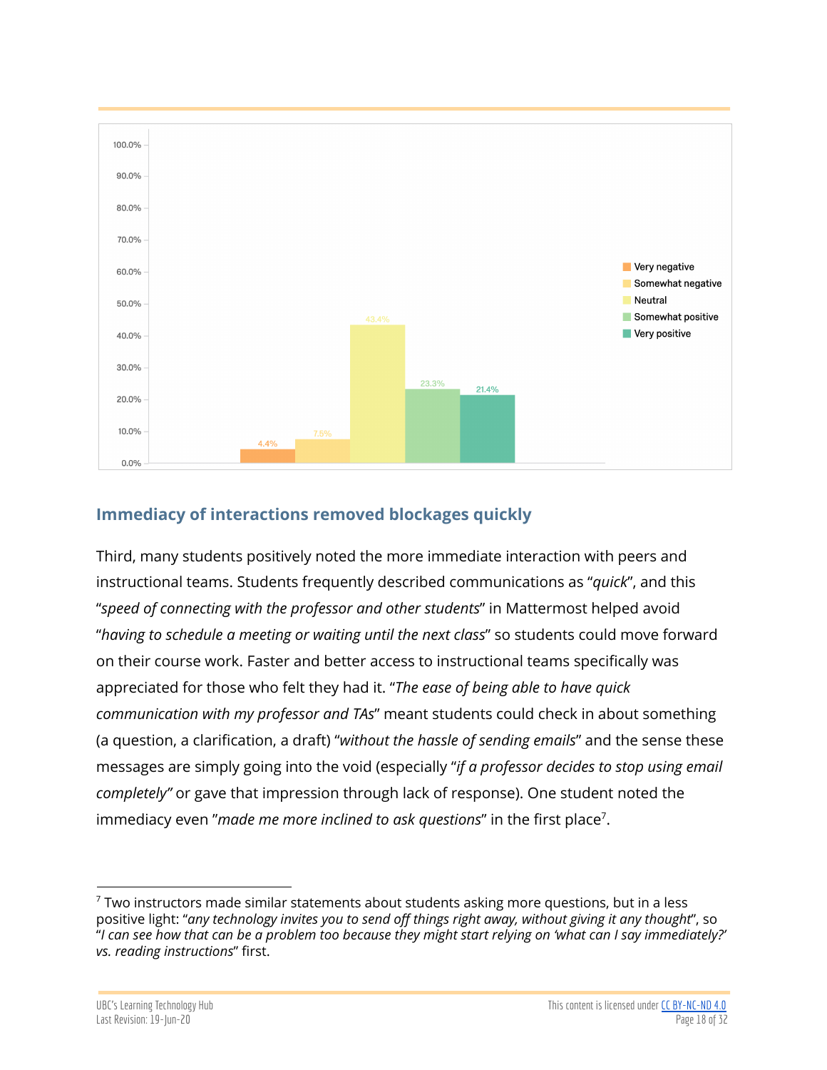| Response | Percentage |
| --- | --- |
| Very negative | 4.4% |
| Somewhat negative | 7.5% |
| Neutral | 43.4% |
| Somewhat positive | 23.3% |
| Very positive | 21.4% |

## Immediacy of interactions removed blockages quickly

Third, many students positively noted the more immediate interaction with peers and instructional teams. Students frequently described communications as "*quick*", and this "*speed of connecting with the professor and other students*" in Mattermost helped avoid "*having to schedule a meeting or waiting until the next class*" so students could move forward on their course work. Faster and better access to instructional teams specifically was appreciated for those who felt they had it. "*The ease of being able to have quick communication with my professor and TAs*" meant students could check in about something (a question, a clarification, a draft) "*without the hassle of sending emails*" and the sense these messages are simply going into the void (especially "*if a professor decides to stop using email completely"* or gave that impression through lack of response). One student noted the immediacy even "*made me more inclined to ask questions*" in the first place[7].

---

[7] Two instructors made similar statements about students asking more questions, but in a less positive light: "*any technology invites you to send off things right away, without giving it any thought*", so "*I can see how that can be a problem too because they might start relying on 'what can I say immediately?' vs. reading instructions*" first.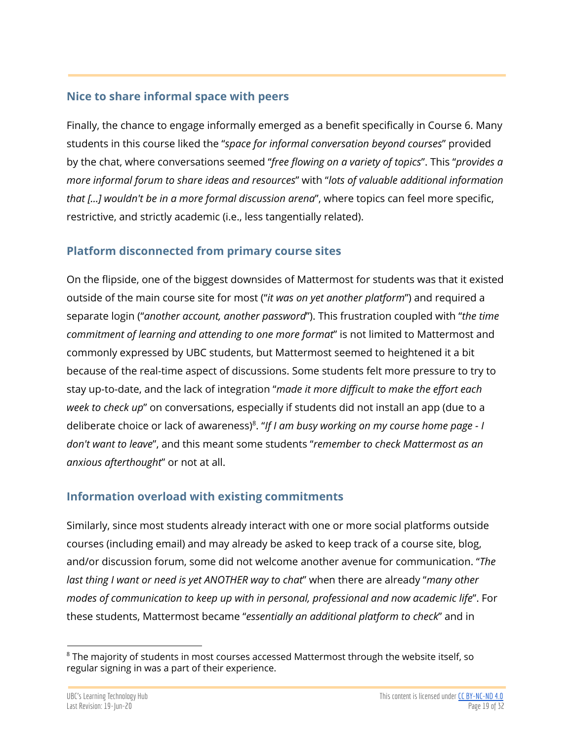## Nice to share informal space with peers

Finally, the chance to engage informally emerged as a benefit specifically in Course 6. Many students in this course liked the "*space for informal conversation beyond courses*" provided by the chat, where conversations seemed "*free flowing on a variety of topics*". This "*provides a more informal forum to share ideas and resources*" with "*lots of valuable additional information that [...] wouldn't be in a more formal discussion arena*", where topics can feel more specific, restrictive, and strictly academic (i.e., less tangentially related).

## Platform disconnected from primary course sites

On the flipside, one of the biggest downsides of Mattermost for students was that it existed outside of the main course site for most ("*it was on yet another platform*") and required a separate login ("*another account, another password*"). This frustration coupled with "*the time commitment of learning and attending to one more format*" is not limited to Mattermost and commonly expressed by UBC students, but Mattermost seemed to heightened it a bit because of the real-time aspect of discussions. Some students felt more pressure to try to stay up-to-date, and the lack of integration "*made it more difficult to make the effort each week to check up*" on conversations, especially if students did not install an app (due to a deliberate choice or lack of awareness)[8]. "*If I am busy working on my course home page - I don't want to leave*", and this meant some students "*remember to check Mattermost as an anxious afterthought*" or not at all.

## Information overload with existing commitments

Similarly, since most students already interact with one or more social platforms outside courses (including email) and may already be asked to keep track of a course site, blog, and/or discussion forum, some did not welcome another avenue for communication. "*The last thing I want or need is yet ANOTHER way to chat*" when there are already "*many other modes of communication to keep up with in personal, professional and now academic life*". For these students, Mattermost became "*essentially an additional platform to check*" and in

---

[8] The majority of students in most courses accessed Mattermost through the website itself, so regular signing in was a part of their experience.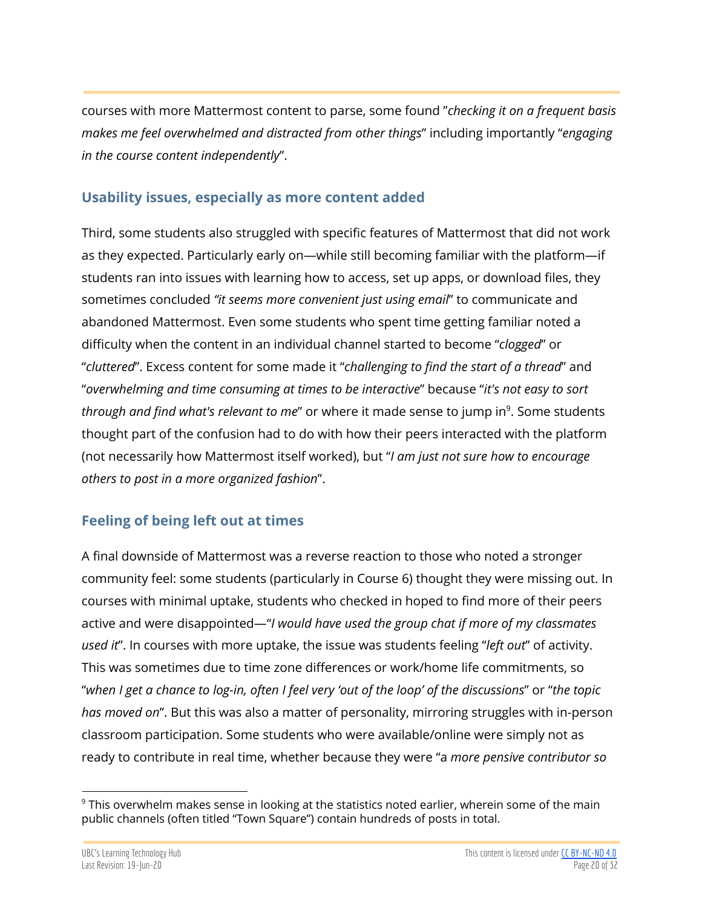courses with more Mattermost content to parse, some found "*checking it on a frequent basis makes me feel overwhelmed and distracted from other things*" including importantly "*engaging in the course content independently*".

### Usability issues, especially as more content added

Third, some students also struggled with specific features of Mattermost that did not work as they expected. Particularly early on—while still becoming familiar with the platform—if students ran into issues with learning how to access, set up apps, or download files, they sometimes concluded *"it seems more convenient just using email*" to communicate and abandoned Mattermost. Even some students who spent time getting familiar noted a difficulty when the content in an individual channel started to become "*clogged*" or "*cluttered*". Excess content for some made it "*challenging to find the start of a thread*" and "*overwhelming and time consuming at times to be interactive*" because "*it's not easy to sort through and find what's relevant to me*" or where it made sense to jump in[9]. Some students thought part of the confusion had to do with how their peers interacted with the platform (not necessarily how Mattermost itself worked), but "*I am just not sure how to encourage others to post in a more organized fashion*".

### Feeling of being left out at times

A final downside of Mattermost was a reverse reaction to those who noted a stronger community feel: some students (particularly in Course 6) thought they were missing out. In courses with minimal uptake, students who checked in hoped to find more of their peers active and were disappointed—"*I would have used the group chat if more of my classmates used it*". In courses with more uptake, the issue was students feeling "*left out*" of activity. This was sometimes due to time zone differences or work/home life commitments, so "*when I get a chance to log-in, often I feel very 'out of the loop' of the discussions*" or "*the topic has moved on*". But this was also a matter of personality, mirroring struggles with in-person classroom participation. Some students who were available/online were simply not as ready to contribute in real time, whether because they were "a *more pensive contributor so*

[9] This overwhelm makes sense in looking at the statistics noted earlier, wherein some of the main public channels (often titled "Town Square") contain hundreds of posts in total.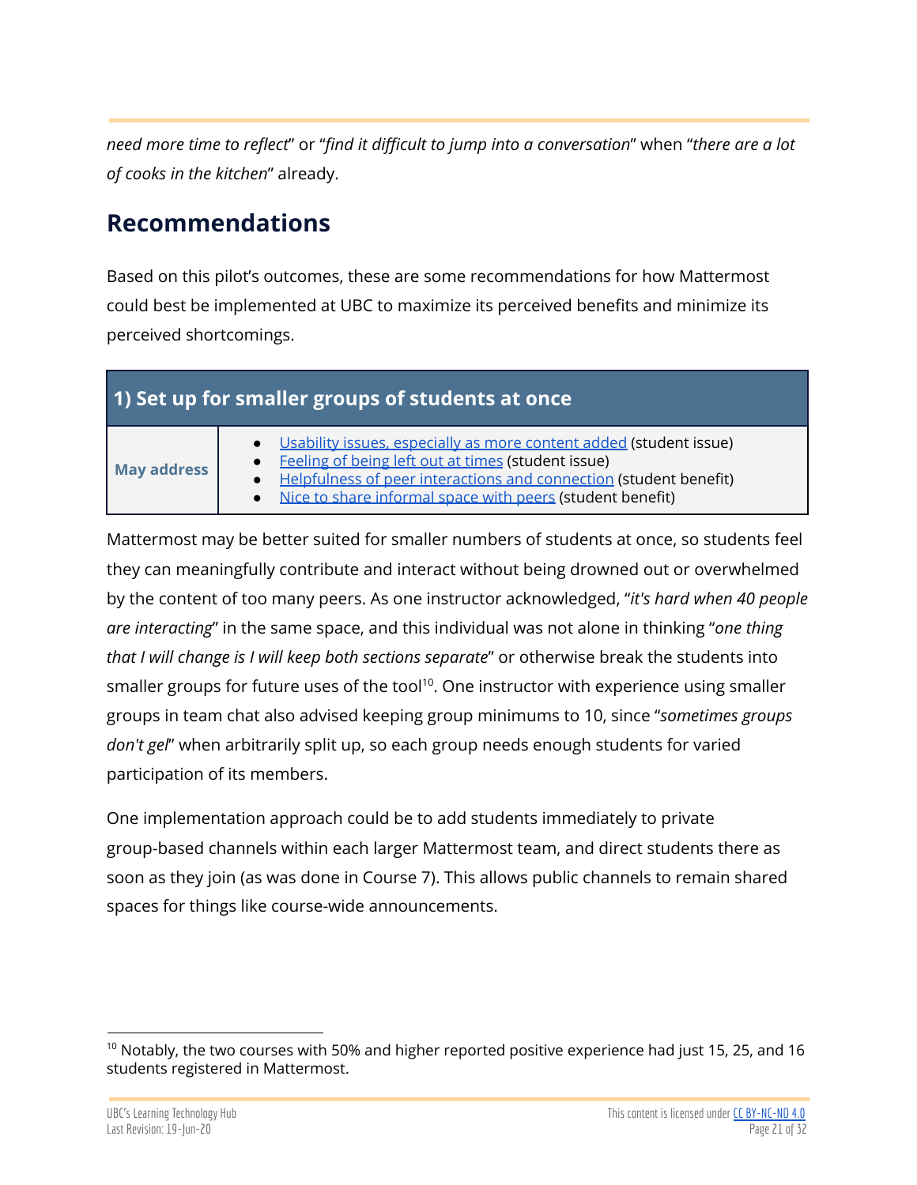*need more time to reflect*" or "*find it difficult to jump into a conversation*" when "*there are a lot of cooks in the kitchen*" already.

## Recommendations

Based on this pilot's outcomes, these are some recommendations for how Mattermost could best be implemented at UBC to maximize its perceived benefits and minimize its perceived shortcomings.

| 1) Set up for smaller groups of students at once | |
|---|---|
| **May address** | • Usability issues, especially as more content added (student issue)<br>• Feeling of being left out at times (student issue)<br>• Helpfulness of peer interactions and connection (student benefit)<br>• Nice to share informal space with peers (student benefit) |

Mattermost may be better suited for smaller numbers of students at once, so students feel they can meaningfully contribute and interact without being drowned out or overwhelmed by the content of too many peers. As one instructor acknowledged, "*it's hard when 40 people are interacting*" in the same space, and this individual was not alone in thinking "*one thing that I will change is I will keep both sections separate*" or otherwise break the students into smaller groups for future uses of the tool[10]. One instructor with experience using smaller groups in team chat also advised keeping group minimums to 10, since "*sometimes groups don't gel*" when arbitrarily split up, so each group needs enough students for varied participation of its members.

One implementation approach could be to add students immediately to private group-based channels within each larger Mattermost team, and direct students there as soon as they join (as was done in Course 7). This allows public channels to remain shared spaces for things like course-wide announcements.

---

[10] Notably, the two courses with 50% and higher reported positive experience had just 15, 25, and 16 students registered in Mattermost.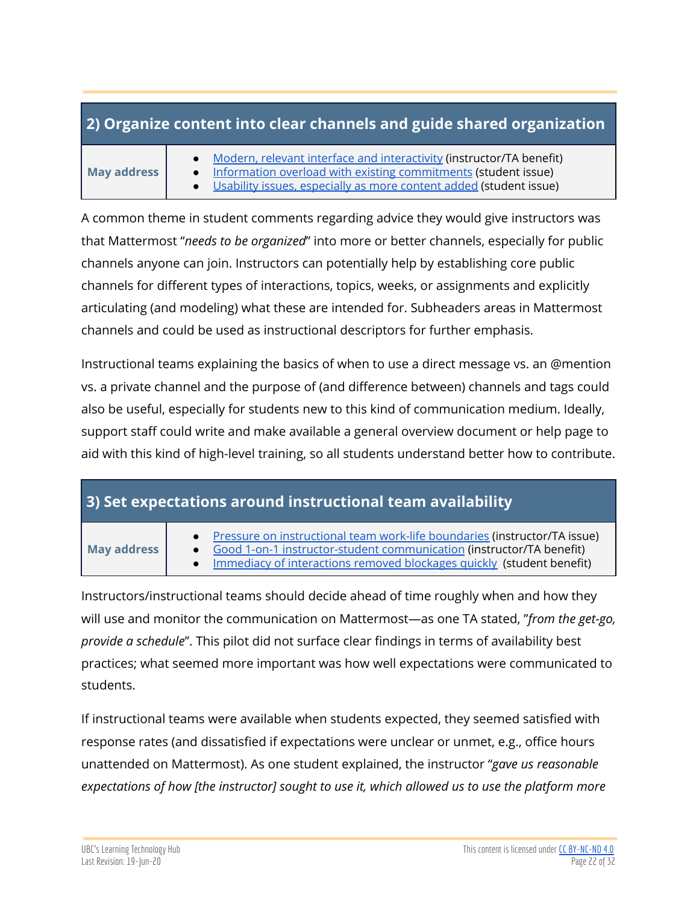## 2) Organize content into clear channels and guide shared organization

| **May address** | <ul><li>Modern, relevant interface and interactivity (instructor/TA benefit)</li><li>Information overload with existing commitments (student issue)</li><li>Usability issues, especially as more content added (student issue)</li></ul> |
|---|---|

A common theme in student comments regarding advice they would give instructors was that Mattermost "*needs to be organized*" into more or better channels, especially for public channels anyone can join. Instructors can potentially help by establishing core public channels for different types of interactions, topics, weeks, or assignments and explicitly articulating (and modeling) what these are intended for. Subheaders areas in Mattermost channels and could be used as instructional descriptors for further emphasis.

Instructional teams explaining the basics of when to use a direct message vs. an @mention vs. a private channel and the purpose of (and difference between) channels and tags could also be useful, especially for students new to this kind of communication medium. Ideally, support staff could write and make available a general overview document or help page to aid with this kind of high-level training, so all students understand better how to contribute.

## 3) Set expectations around instructional team availability

| **May address** | <ul><li>Pressure on instructional team work-life boundaries (instructor/TA issue)</li><li>Good 1-on-1 instructor-student communication (instructor/TA benefit)</li><li>Immediacy of interactions removed blockages quickly (student benefit)</li></ul> |
|---|---|

Instructors/instructional teams should decide ahead of time roughly when and how they will use and monitor the communication on Mattermost—as one TA stated, "*from the get-go, provide a schedule*". This pilot did not surface clear findings in terms of availability best practices; what seemed more important was how well expectations were communicated to students.

If instructional teams were available when students expected, they seemed satisfied with response rates (and dissatisfied if expectations were unclear or unmet, e.g., office hours unattended on Mattermost). As one student explained, the instructor "*gave us reasonable expectations of how [the instructor] sought to use it, which allowed us to use the platform more*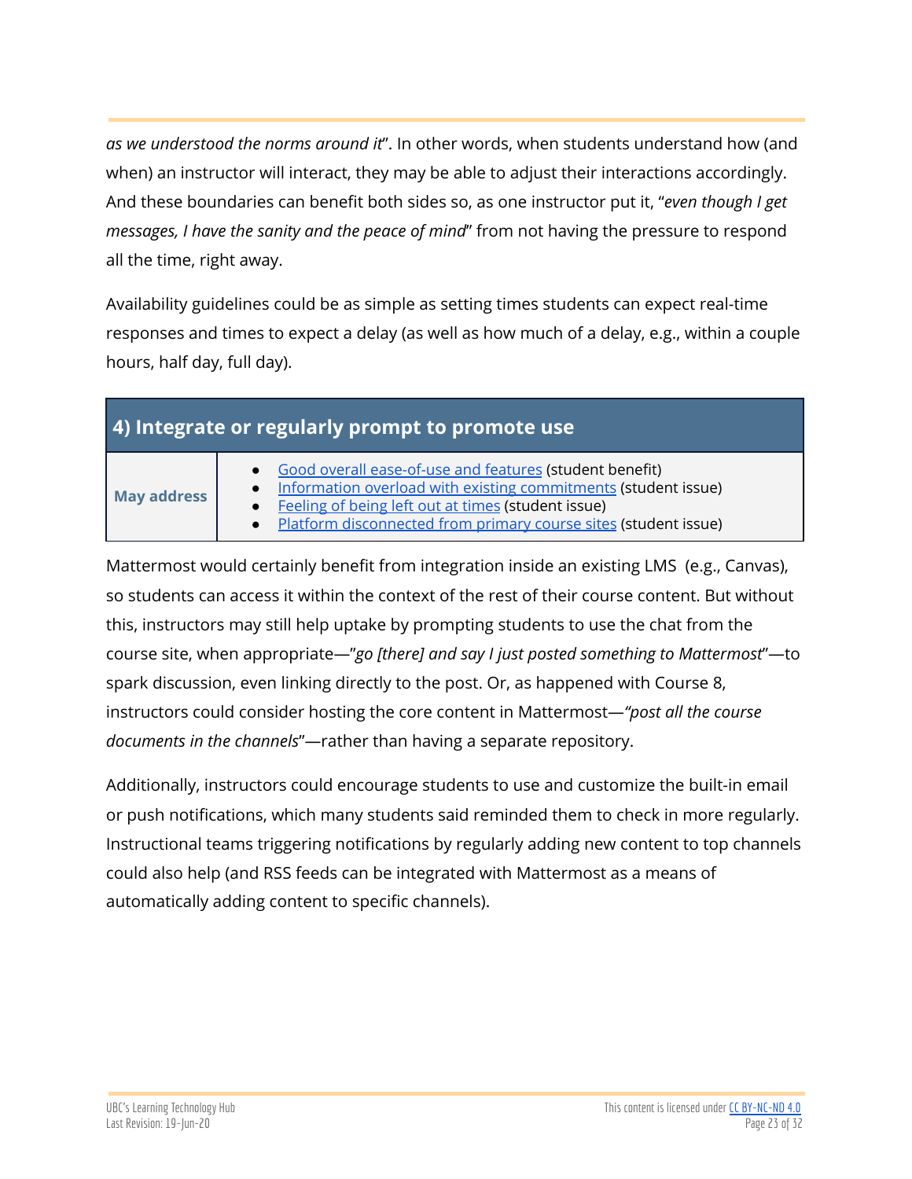*as we understood the norms around it*". In other words, when students understand how (and when) an instructor will interact, they may be able to adjust their interactions accordingly. And these boundaries can benefit both sides so, as one instructor put it, "*even though I get messages, I have the sanity and the peace of mind*" from not having the pressure to respond all the time, right away.

Availability guidelines could be as simple as setting times students can expect real-time responses and times to expect a delay (as well as how much of a delay, e.g., within a couple hours, half day, full day).

## 4) Integrate or regularly prompt to promote use

| **May address** | • Good overall ease-of-use and features (student benefit)<br>• Information overload with existing commitments (student issue)<br>• Feeling of being left out at times (student issue)<br>• Platform disconnected from primary course sites (student issue) |
|---|---|

Mattermost would certainly benefit from integration inside an existing LMS (e.g., Canvas), so students can access it within the context of the rest of their course content. But without this, instructors may still help uptake by prompting students to use the chat from the course site, when appropriate—"*go [there] and say I just posted something to Mattermost*"—to spark discussion, even linking directly to the post. Or, as happened with Course 8, instructors could consider hosting the core content in Mattermost—*"post all the course documents in the channels*"—rather than having a separate repository.

Additionally, instructors could encourage students to use and customize the built-in email or push notifications, which many students said reminded them to check in more regularly. Instructional teams triggering notifications by regularly adding new content to top channels could also help (and RSS feeds can be integrated with Mattermost as a means of automatically adding content to specific channels).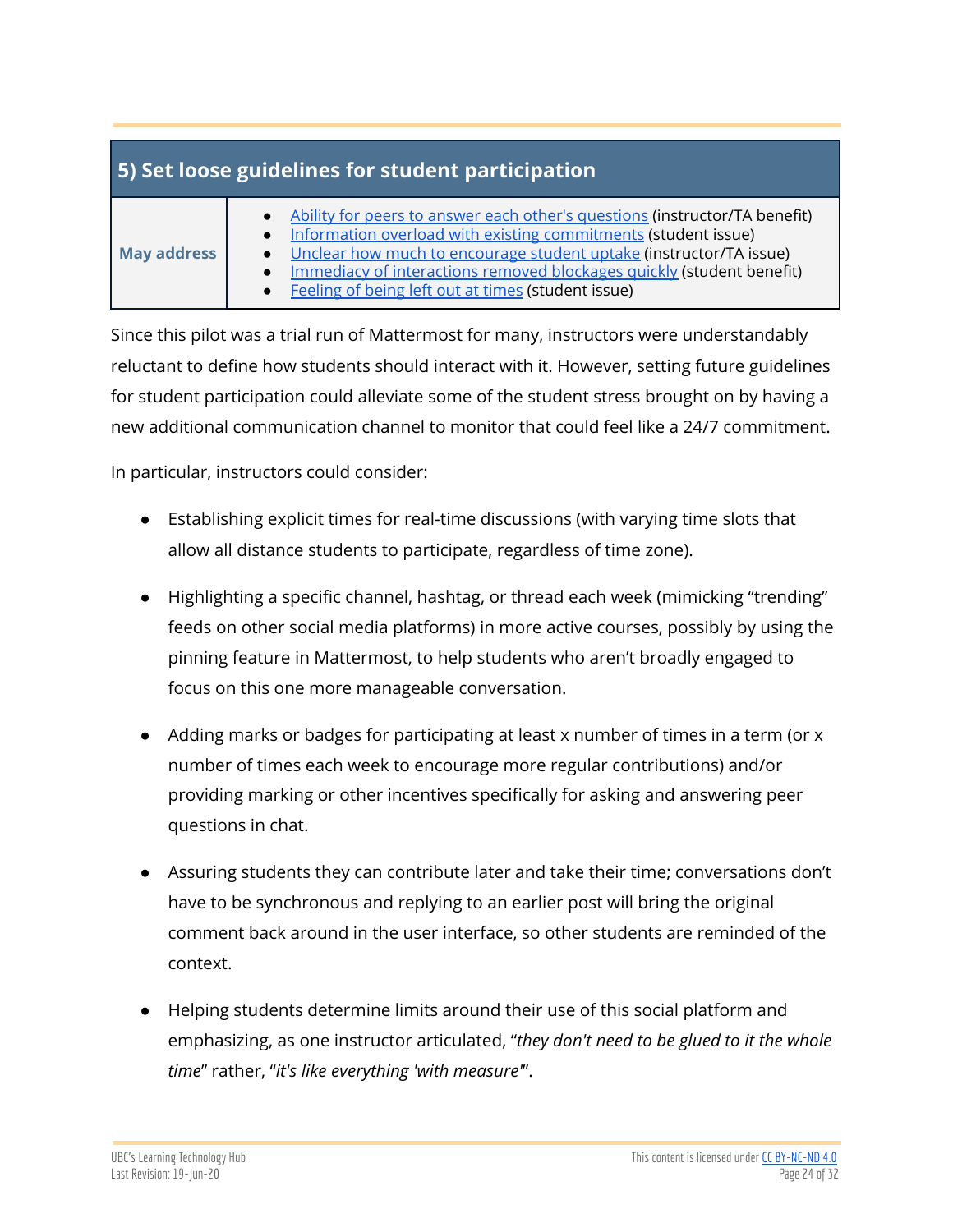## 5) Set loose guidelines for student participation

| May address | |
|---|---|
| **May address** | • Ability for peers to answer each other's questions (instructor/TA benefit)<br>• Information overload with existing commitments (student issue)<br>• Unclear how much to encourage student uptake (instructor/TA issue)<br>• Immediacy of interactions removed blockages quickly (student benefit)<br>• Feeling of being left out at times (student issue) |

Since this pilot was a trial run of Mattermost for many, instructors were understandably reluctant to define how students should interact with it. However, setting future guidelines for student participation could alleviate some of the student stress brought on by having a new additional communication channel to monitor that could feel like a 24/7 commitment.

In particular, instructors could consider:

- Establishing explicit times for real-time discussions (with varying time slots that allow all distance students to participate, regardless of time zone).
- Highlighting a specific channel, hashtag, or thread each week (mimicking "trending" feeds on other social media platforms) in more active courses, possibly by using the pinning feature in Mattermost, to help students who aren't broadly engaged to focus on this one more manageable conversation.
- Adding marks or badges for participating at least x number of times in a term (or x number of times each week to encourage more regular contributions) and/or providing marking or other incentives specifically for asking and answering peer questions in chat.
- Assuring students they can contribute later and take their time; conversations don't have to be synchronous and replying to an earlier post will bring the original comment back around in the user interface, so other students are reminded of the context.
- Helping students determine limits around their use of this social platform and emphasizing, as one instructor articulated, "*they don't need to be glued to it the whole time*" rather, "*it's like everything 'with measure'*".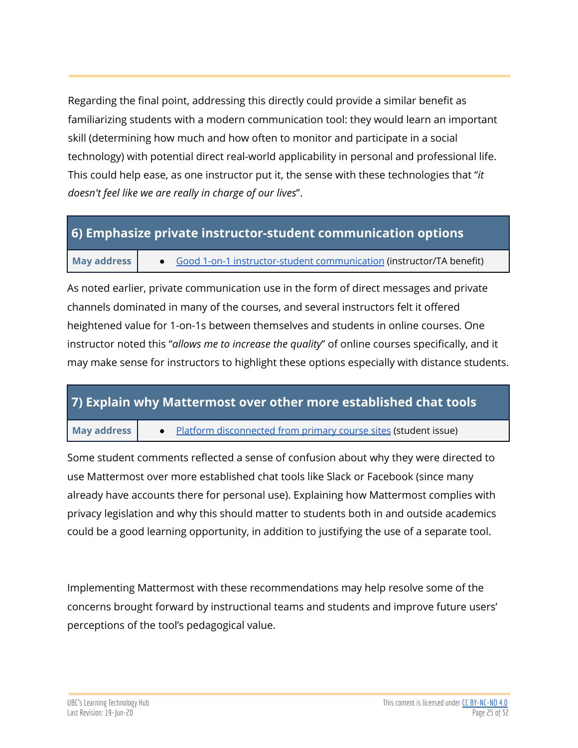Regarding the final point, addressing this directly could provide a similar benefit as familiarizing students with a modern communication tool: they would learn an important skill (determining how much and how often to monitor and participate in a social technology) with potential direct real-world applicability in personal and professional life. This could help ease, as one instructor put it, the sense with these technologies that "*it doesn't feel like we are really in charge of our lives*".

## 6) Emphasize private instructor-student communication options

| **May address** | • Good 1-on-1 instructor-student communication (instructor/TA benefit) |
|---|---|

As noted earlier, private communication use in the form of direct messages and private channels dominated in many of the courses, and several instructors felt it offered heightened value for 1-on-1s between themselves and students in online courses. One instructor noted this "*allows me to increase the quality*" of online courses specifically, and it may make sense for instructors to highlight these options especially with distance students.

## 7) Explain why Mattermost over other more established chat tools

| **May address** | • Platform disconnected from primary course sites (student issue) |
|---|---|

Some student comments reflected a sense of confusion about why they were directed to use Mattermost over more established chat tools like Slack or Facebook (since many already have accounts there for personal use). Explaining how Mattermost complies with privacy legislation and why this should matter to students both in and outside academics could be a good learning opportunity, in addition to justifying the use of a separate tool.

Implementing Mattermost with these recommendations may help resolve some of the concerns brought forward by instructional teams and students and improve future users' perceptions of the tool's pedagogical value.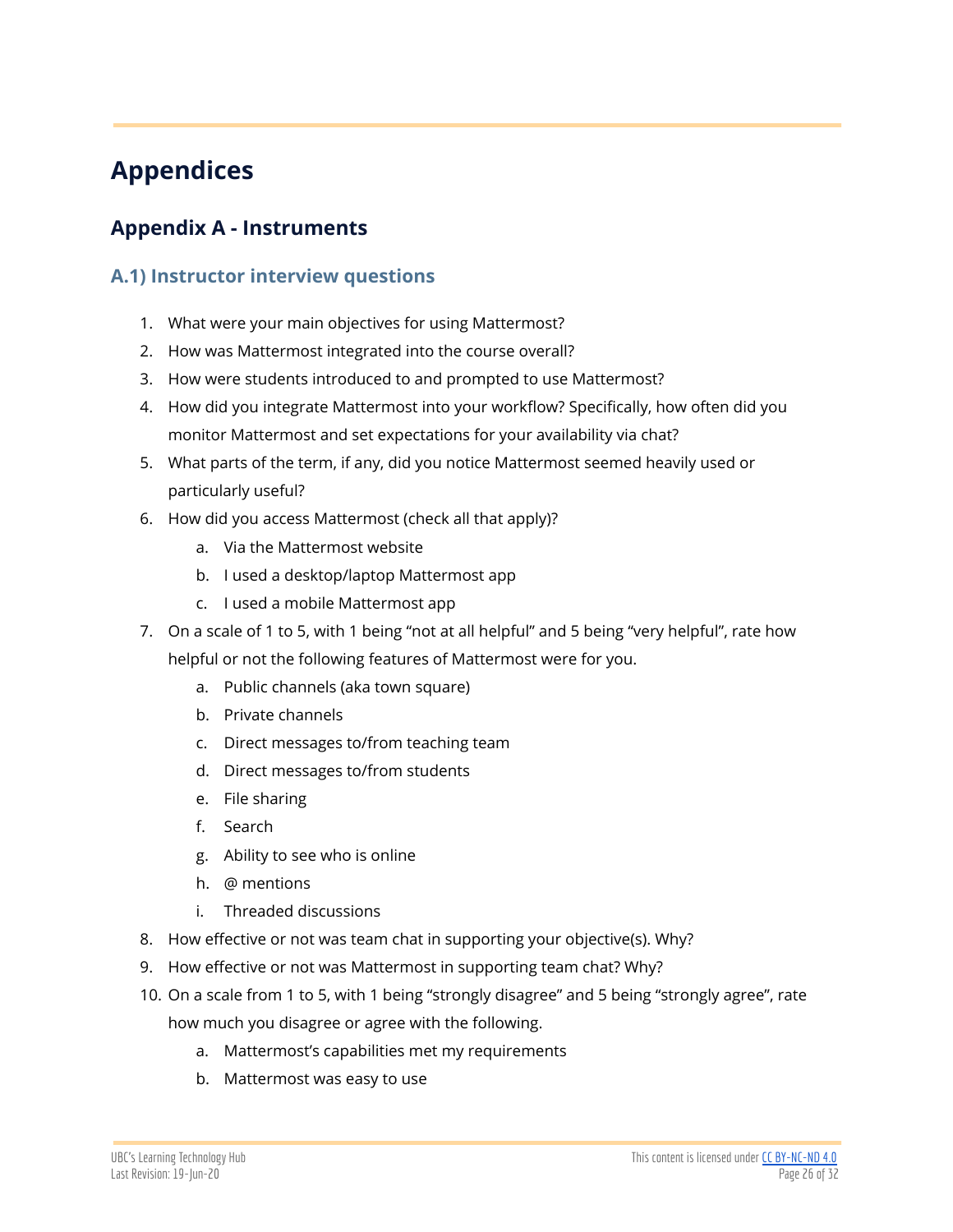# Appendices

## Appendix A - Instruments

### A.1) Instructor interview questions

1. What were your main objectives for using Mattermost?
2. How was Mattermost integrated into the course overall?
3. How were students introduced to and prompted to use Mattermost?
4. How did you integrate Mattermost into your workflow? Specifically, how often did you monitor Mattermost and set expectations for your availability via chat?
5. What parts of the term, if any, did you notice Mattermost seemed heavily used or particularly useful?
6. How did you access Mattermost (check all that apply)?
    a. Via the Mattermost website
    b. I used a desktop/laptop Mattermost app
    c. I used a mobile Mattermost app
7. On a scale of 1 to 5, with 1 being "not at all helpful" and 5 being "very helpful", rate how helpful or not the following features of Mattermost were for you.
    a. Public channels (aka town square)
    b. Private channels
    c. Direct messages to/from teaching team
    d. Direct messages to/from students
    e. File sharing
    f. Search
    g. Ability to see who is online
    h. @ mentions
    i. Threaded discussions
8. How effective or not was team chat in supporting your objective(s). Why?
9. How effective or not was Mattermost in supporting team chat? Why?
10. On a scale from 1 to 5, with 1 being "strongly disagree" and 5 being "strongly agree", rate how much you disagree or agree with the following.
    a. Mattermost's capabilities met my requirements
    b. Mattermost was easy to use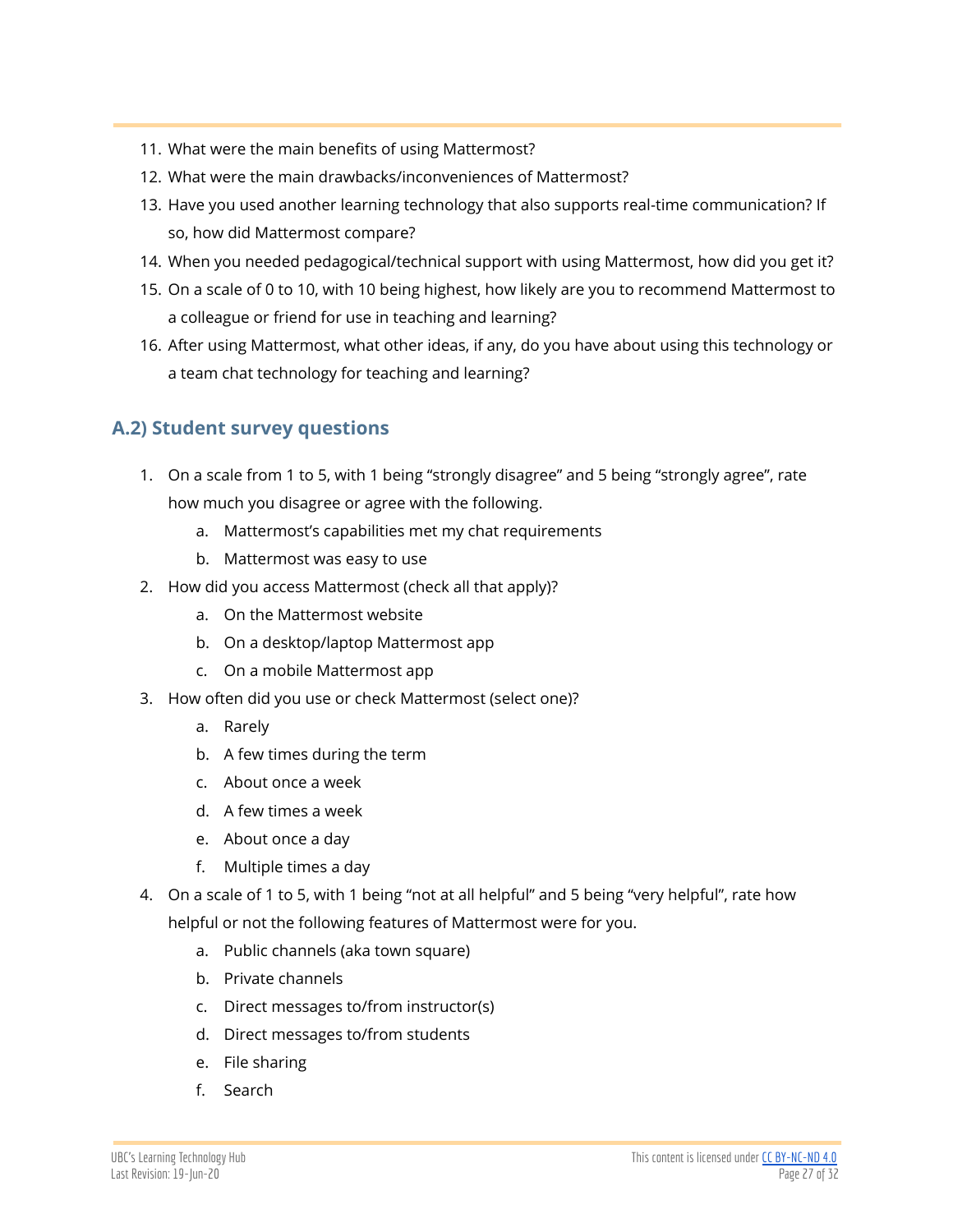11. What were the main benefits of using Mattermost?
12. What were the main drawbacks/inconveniences of Mattermost?
13. Have you used another learning technology that also supports real-time communication? If so, how did Mattermost compare?
14. When you needed pedagogical/technical support with using Mattermost, how did you get it?
15. On a scale of 0 to 10, with 10 being highest, how likely are you to recommend Mattermost to a colleague or friend for use in teaching and learning?
16. After using Mattermost, what other ideas, if any, do you have about using this technology or a team chat technology for teaching and learning?

## A.2) Student survey questions

1. On a scale from 1 to 5, with 1 being "strongly disagree" and 5 being "strongly agree", rate how much you disagree or agree with the following.
   a. Mattermost's capabilities met my chat requirements
   b. Mattermost was easy to use
2. How did you access Mattermost (check all that apply)?
   a. On the Mattermost website
   b. On a desktop/laptop Mattermost app
   c. On a mobile Mattermost app
3. How often did you use or check Mattermost (select one)?
   a. Rarely
   b. A few times during the term
   c. About once a week
   d. A few times a week
   e. About once a day
   f. Multiple times a day
4. On a scale of 1 to 5, with 1 being "not at all helpful" and 5 being "very helpful", rate how helpful or not the following features of Mattermost were for you.
   a. Public channels (aka town square)
   b. Private channels
   c. Direct messages to/from instructor(s)
   d. Direct messages to/from students
   e. File sharing
   f. Search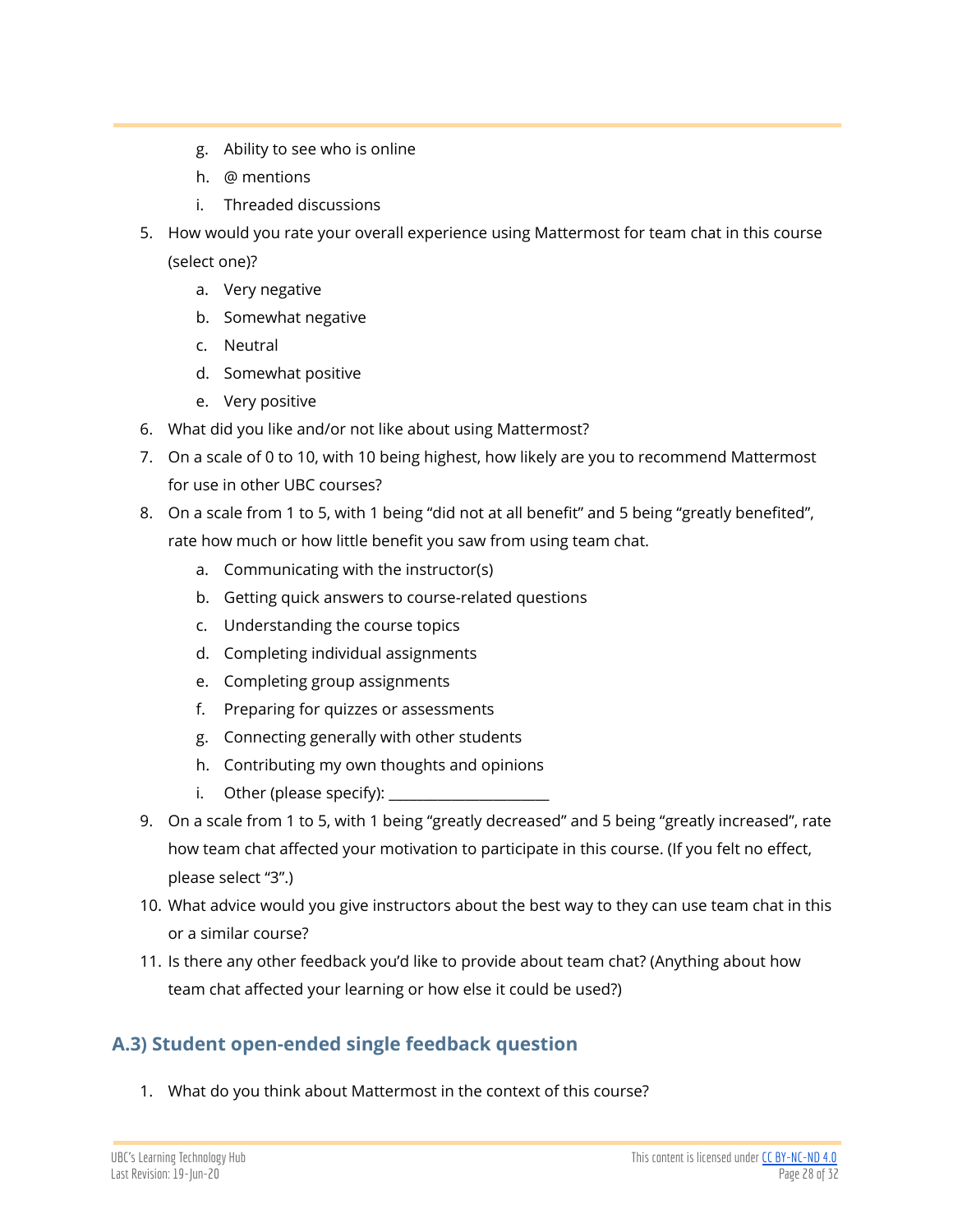g. Ability to see who is online
   h. @ mentions
   i. Threaded discussions
5. How would you rate your overall experience using Mattermost for team chat in this course (select one)?
   a. Very negative
   b. Somewhat negative
   c. Neutral
   d. Somewhat positive
   e. Very positive
6. What did you like and/or not like about using Mattermost?
7. On a scale of 0 to 10, with 10 being highest, how likely are you to recommend Mattermost for use in other UBC courses?
8. On a scale from 1 to 5, with 1 being "did not at all benefit" and 5 being "greatly benefited", rate how much or how little benefit you saw from using team chat.
   a. Communicating with the instructor(s)
   b. Getting quick answers to course-related questions
   c. Understanding the course topics
   d. Completing individual assignments
   e. Completing group assignments
   f. Preparing for quizzes or assessments
   g. Connecting generally with other students
   h. Contributing my own thoughts and opinions
   i. Other (please specify): ______________________
9. On a scale from 1 to 5, with 1 being "greatly decreased" and 5 being "greatly increased", rate how team chat affected your motivation to participate in this course. (If you felt no effect, please select "3".)
10. What advice would you give instructors about the best way to they can use team chat in this or a similar course?
11. Is there any other feedback you'd like to provide about team chat? (Anything about how team chat affected your learning or how else it could be used?)

## A.3) Student open-ended single feedback question

1. What do you think about Mattermost in the context of this course?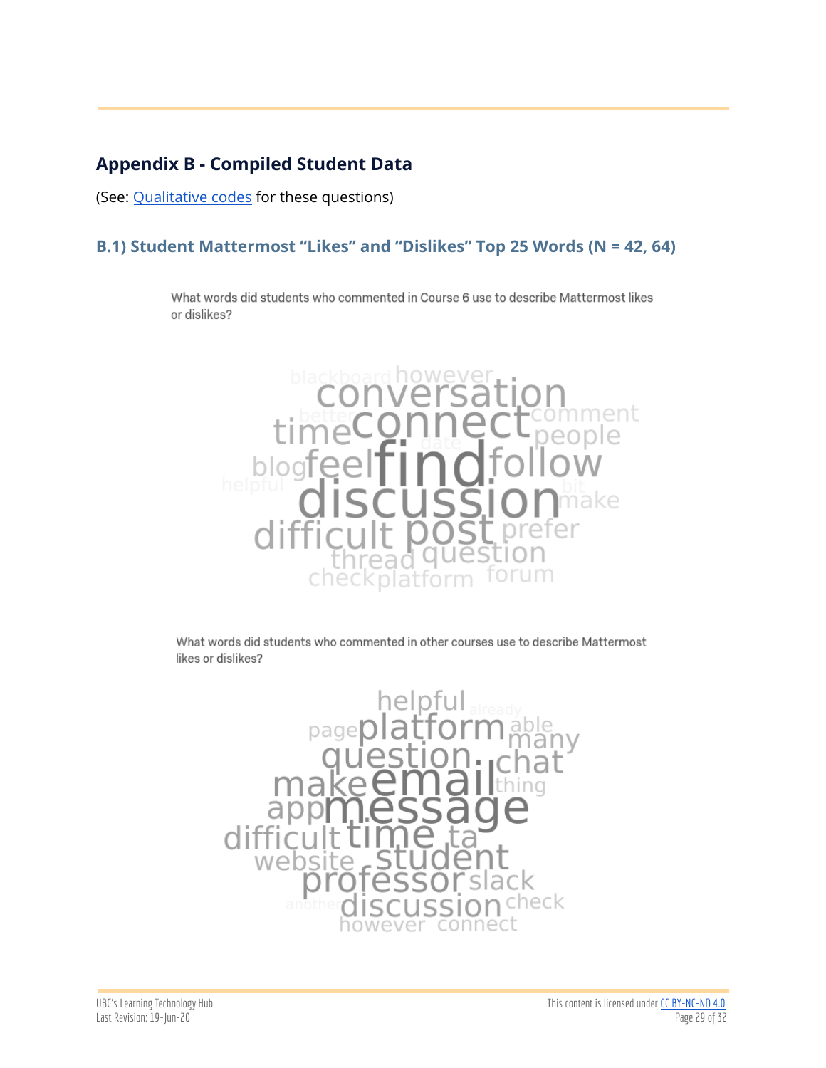## Appendix B - Compiled Student Data

(See: Qualitative codes for these questions)

### B.1) Student Mattermost "Likes" and "Dislikes" Top 25 Words (N = 42, 64)

What words did students who commented in Course 6 use to describe Mattermost likes or dislikes?

blackboard however conversation better time connect comment date people blog feel find follow helpful discussion bit make difficult post prefer thread question check platform forum

What words did students who commented in other courses use to describe Mattermost likes or dislikes?

helpful already page platform able many question chat make email thing app message difficult time ta website student professor slack another discussion check however connect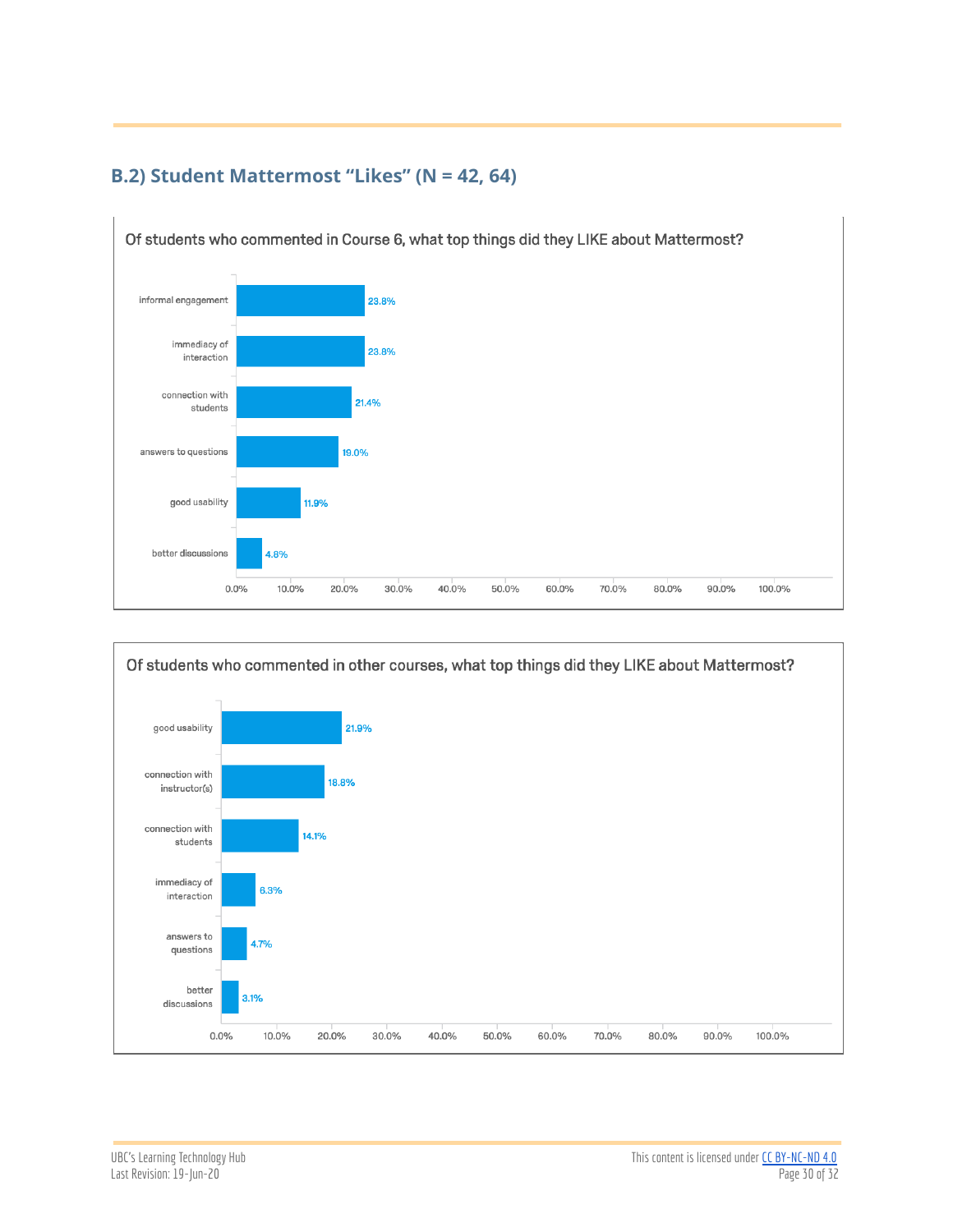## B.2) Student Mattermost "Likes" (N = 42, 64)

**Of students who commented in Course 6, what top things did they LIKE about Mattermost?**

| Item | Percentage |
|---|---|
| informal engagement | 23.8% |
| immediacy of interaction | 23.8% |
| connection with students | 21.4% |
| answers to questions | 19.0% |
| good usability | 11.9% |
| better discussions | 4.8% |

**Of students who commented in other courses, what top things did they LIKE about Mattermost?**

| Item | Percentage |
|---|---|
| good usability | 21.9% |
| connection with instructor(s) | 18.8% |
| connection with students | 14.1% |
| immediacy of interaction | 6.3% |
| answers to questions | 4.7% |
| better discussions | 3.1% |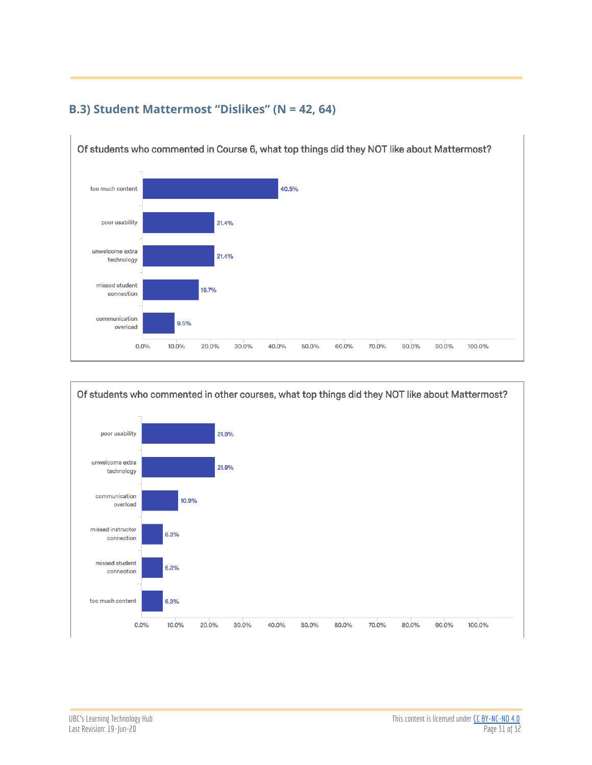### B.3) Student Mattermost "Dislikes" (N = 42, 64)

**Of students who commented in Course 6, what top things did they NOT like about Mattermost?**

| Category | Percentage |
|---|---|
| too much content | 40.5% |
| poor usability | 21.4% |
| unwelcome extra technology | 21.4% |
| missed student connection | 16.7% |
| communication overload | 9.5% |

**Of students who commented in other courses, what top things did they NOT like about Mattermost?**

| Category | Percentage |
|---|---|
| poor usability | 21.9% |
| unwelcome extra technology | 21.9% |
| communication overload | 10.9% |
| missed instructor connection | 6.3% |
| missed student connection | 6.3% |
| too much content | 6.3% |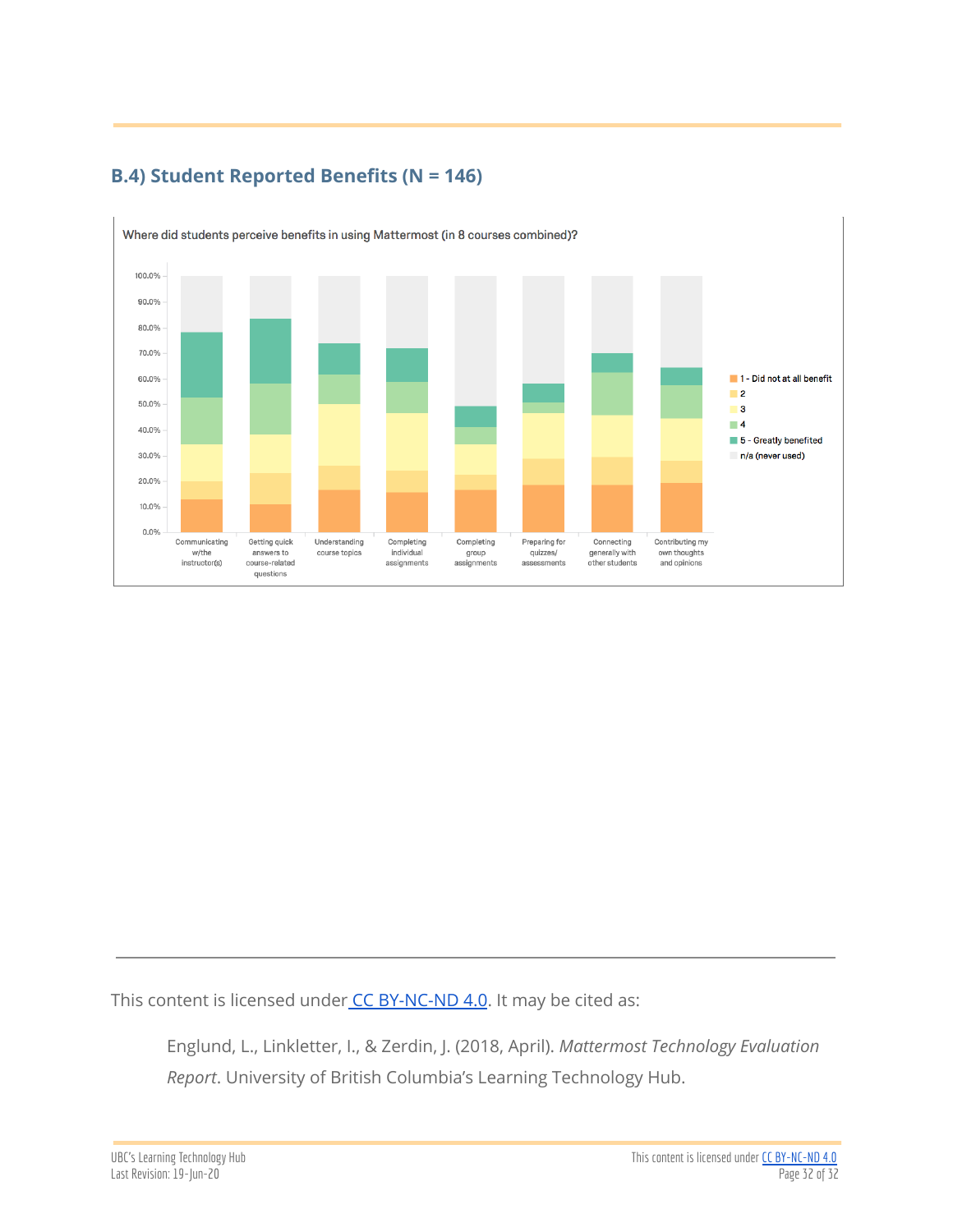## B.4) Student Reported Benefits (N = 146)

Where did students perceive benefits in using Mattermost (in 8 courses combined)?

100.0%
90.0%
80.0%
70.0%
60.0%
50.0%
40.0%
30.0%
20.0%
10.0%
0.0%

Communicating w/the instructor(s)
Getting quick answers to course-related questions
Understanding course topics
Completing individual assignments
Completing group assignments
Preparing for quizzes/ assessments
Connecting generally with other students
Contributing my own thoughts and opinions

1 - Did not at all benefit
2
3
4
5 - Greatly benefited
n/a (never used)

---

This content is licensed under [CC BY-NC-ND 4.0](https://creativecommons.org/licenses/by-nc-nd/4.0/). It may be cited as:

> Englund, L., Linkletter, I., & Zerdin, J. (2018, April). *Mattermost Technology Evaluation Report*. University of British Columbia's Learning Technology Hub.